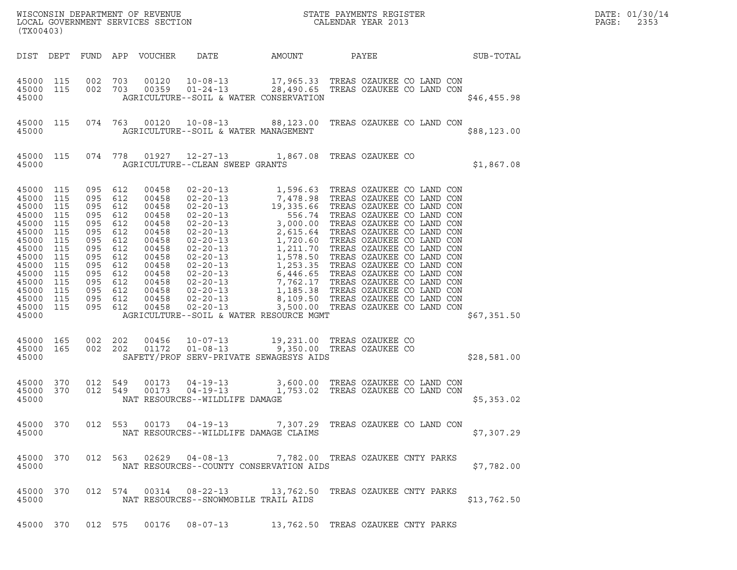WISCONSIN DEPARTMENT OF REVENUE
LOCAL GOVERNMENT SERVICES SECTION
(TX00403)

STATE PAYMENTS REGISTER
CALENDAR YEAR 2013

DATE: 01/30/14

| DIST | DEPT | FUND | APP | VOUCHER | DATE | AMOUNT | PAYEE | SUB-TOTAL |
|---|---|---|---|---|---|---|---|---|
| 45000 | 115 | 002 | 703 | 00120 | 10-08-13 | 17,965.33 | TREAS OZAUKEE CO LAND CON | |
| 45000 | 115 | 002 | 703 | 00359 | 01-24-13 | 28,490.65 | TREAS OZAUKEE CO LAND CON | |
| 45000 | | | | | AGRICULTURE--SOIL & WATER CONSERVATION | | | $46,455.98 |
| 45000 | 115 | 074 | 763 | 00120 | 10-08-13 | 88,123.00 | TREAS OZAUKEE CO LAND CON | |
| 45000 | | | | | AGRICULTURE--SOIL & WATER MANAGEMENT | | | $88,123.00 |
| 45000 | 115 | 074 | 778 | 01927 | 12-27-13 | 1,867.08 | TREAS OZAUKEE CO | |
| 45000 | | | | | AGRICULTURE--CLEAN SWEEP GRANTS | | | $1,867.08 |
| 45000 | 115 | 095 | 612 | 00458 | 02-20-13 | 1,596.63 | TREAS OZAUKEE CO LAND CON | |
| 45000 | 115 | 095 | 612 | 00458 | 02-20-13 | 7,478.98 | TREAS OZAUKEE CO LAND CON | |
| 45000 | 115 | 095 | 612 | 00458 | 02-20-13 | 19,335.66 | TREAS OZAUKEE CO LAND CON | |
| 45000 | 115 | 095 | 612 | 00458 | 02-20-13 | 556.74 | TREAS OZAUKEE CO LAND CON | |
| 45000 | 115 | 095 | 612 | 00458 | 02-20-13 | 3,000.00 | TREAS OZAUKEE CO LAND CON | |
| 45000 | 115 | 095 | 612 | 00458 | 02-20-13 | 2,615.64 | TREAS OZAUKEE CO LAND CON | |
| 45000 | 115 | 095 | 612 | 00458 | 02-20-13 | 1,720.60 | TREAS OZAUKEE CO LAND CON | |
| 45000 | 115 | 095 | 612 | 00458 | 02-20-13 | 1,211.70 | TREAS OZAUKEE CO LAND CON | |
| 45000 | 115 | 095 | 612 | 00458 | 02-20-13 | 1,578.50 | TREAS OZAUKEE CO LAND CON | |
| 45000 | 115 | 095 | 612 | 00458 | 02-20-13 | 1,253.35 | TREAS OZAUKEE CO LAND CON | |
| 45000 | 115 | 095 | 612 | 00458 | 02-20-13 | 6,446.65 | TREAS OZAUKEE CO LAND CON | |
| 45000 | 115 | 095 | 612 | 00458 | 02-20-13 | 7,762.17 | TREAS OZAUKEE CO LAND CON | |
| 45000 | 115 | 095 | 612 | 00458 | 02-20-13 | 1,185.38 | TREAS OZAUKEE CO LAND CON | |
| 45000 | 115 | 095 | 612 | 00458 | 02-20-13 | 8,109.50 | TREAS OZAUKEE CO LAND CON | |
| 45000 | 115 | 095 | 612 | 00458 | 02-20-13 | 3,500.00 | TREAS OZAUKEE CO LAND CON | |
| 45000 | | | | | AGRICULTURE--SOIL & WATER RESOURCE MGMT | | | $67,351.50 |
| 45000 | 165 | 002 | 202 | 00456 | 10-07-13 | 19,231.00 | TREAS OZAUKEE CO | |
| 45000 | 165 | 002 | 202 | 01172 | 01-08-13 | 9,350.00 | TREAS OZAUKEE CO | |
| 45000 | | | | | SAFETY/PROF SERV-PRIVATE SEWAGESYS AIDS | | | $28,581.00 |
| 45000 | 370 | 012 | 549 | 00173 | 04-19-13 | 3,600.00 | TREAS OZAUKEE CO LAND CON | |
| 45000 | 370 | 012 | 549 | 00173 | 04-19-13 | 1,753.02 | TREAS OZAUKEE CO LAND CON | |
| 45000 | | | | | NAT RESOURCES--WILDLIFE DAMAGE | | | $5,353.02 |
| 45000 | 370 | 012 | 553 | 00173 | 04-19-13 | 7,307.29 | TREAS OZAUKEE CO LAND CON | |
| 45000 | | | | | NAT RESOURCES--WILDLIFE DAMAGE CLAIMS | | | $7,307.29 |
| 45000 | 370 | 012 | 563 | 02629 | 04-08-13 | 7,782.00 | TREAS OZAUKEE CNTY PARKS | |
| 45000 | | | | | NAT RESOURCES--COUNTY CONSERVATION AIDS | | | $7,782.00 |
| 45000 | 370 | 012 | 574 | 00314 | 08-22-13 | 13,762.50 | TREAS OZAUKEE CNTY PARKS | |
| 45000 | | | | | NAT RESOURCES--SNOWMOBILE TRAIL AIDS | | | $13,762.50 |
| 45000 | 370 | 012 | 575 | 00176 | 08-07-13 | 13,762.50 | TREAS OZAUKEE CNTY PARKS | |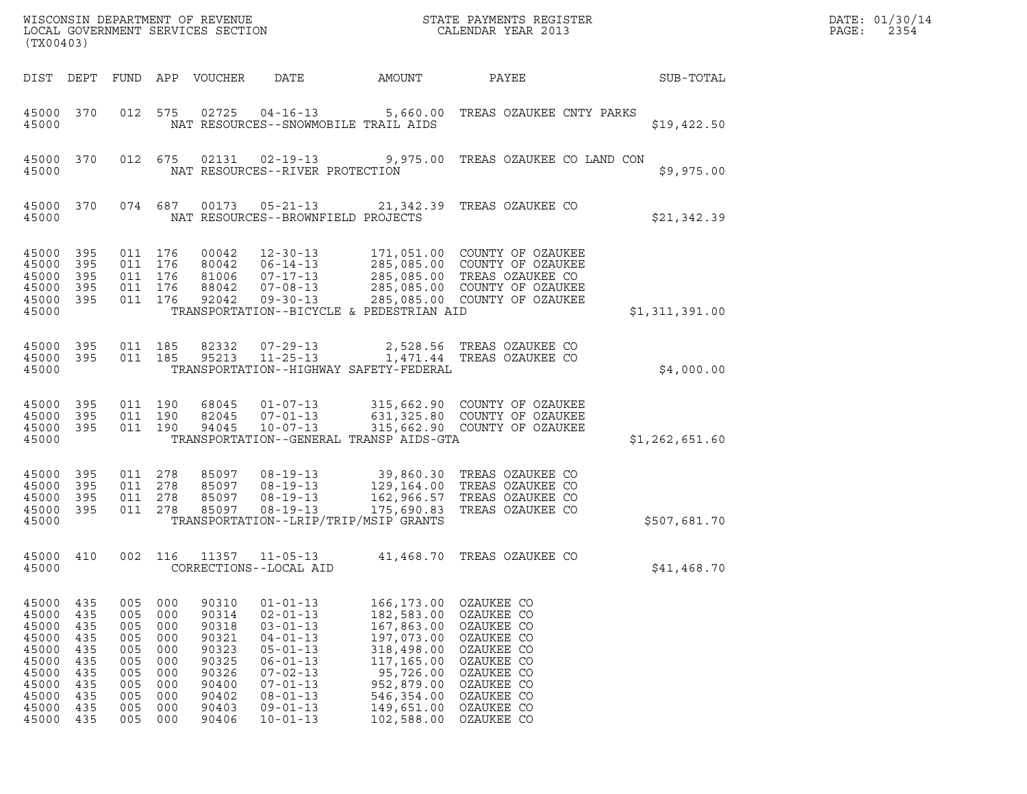WISCONSIN DEPARTMENT OF REVENUE
LOCAL GOVERNMENT SERVICES SECTION
(TX00403)

STATE PAYMENTS REGISTER
CALENDAR YEAR 2013

DATE: 01/30/14
PAGE: 2354

| DIST | DEPT | FUND | APP | VOUCHER | DATE | AMOUNT | PAYEE | SUB-TOTAL |
|---|---|---|---|---|---|---|---|---|
| 45000 | 370 | 012 | 575 | 02725 | 04-16-13 | 5,660.00 | TREAS OZAUKEE CNTY PARKS | |
| 45000 | | | | | NAT RESOURCES--SNOWMOBILE TRAIL AIDS | | | $19,422.50 |
| 45000 | 370 | 012 | 675 | 02131 | 02-19-13 | 9,975.00 | TREAS OZAUKEE CO LAND CON | |
| 45000 | | | | | NAT RESOURCES--RIVER PROTECTION | | | $9,975.00 |
| 45000 | 370 | 074 | 687 | 00173 | 05-21-13 | 21,342.39 | TREAS OZAUKEE CO | |
| 45000 | | | | | NAT RESOURCES--BROWNFIELD PROJECTS | | | $21,342.39 |
| 45000 | 395 | 011 | 176 | 00042 | 12-30-13 | 171,051.00 | COUNTY OF OZAUKEE | |
| 45000 | 395 | 011 | 176 | 80042 | 06-14-13 | 285,085.00 | COUNTY OF OZAUKEE | |
| 45000 | 395 | 011 | 176 | 81006 | 07-17-13 | 285,085.00 | TREAS OZAUKEE CO | |
| 45000 | 395 | 011 | 176 | 88042 | 07-08-13 | 285,085.00 | COUNTY OF OZAUKEE | |
| 45000 | 395 | 011 | 176 | 92042 | 09-30-13 | 285,085.00 | COUNTY OF OZAUKEE | |
| 45000 | | | | | TRANSPORTATION--BICYCLE & PEDESTRIAN AID | | | $1,311,391.00 |
| 45000 | 395 | 011 | 185 | 82332 | 07-29-13 | 2,528.56 | TREAS OZAUKEE CO | |
| 45000 | 395 | 011 | 185 | 95213 | 11-25-13 | 1,471.44 | TREAS OZAUKEE CO | |
| 45000 | | | | | TRANSPORTATION--HIGHWAY SAFETY-FEDERAL | | | $4,000.00 |
| 45000 | 395 | 011 | 190 | 68045 | 01-07-13 | 315,662.90 | COUNTY OF OZAUKEE | |
| 45000 | 395 | 011 | 190 | 82045 | 07-01-13 | 631,325.80 | COUNTY OF OZAUKEE | |
| 45000 | 395 | 011 | 190 | 94045 | 10-07-13 | 315,662.90 | COUNTY OF OZAUKEE | |
| 45000 | | | | | TRANSPORTATION--GENERAL TRANSP AIDS-GTA | | | $1,262,651.60 |
| 45000 | 395 | 011 | 278 | 85097 | 08-19-13 | 39,860.30 | TREAS OZAUKEE CO | |
| 45000 | 395 | 011 | 278 | 85097 | 08-19-13 | 129,164.00 | TREAS OZAUKEE CO | |
| 45000 | 395 | 011 | 278 | 85097 | 08-19-13 | 162,966.57 | TREAS OZAUKEE CO | |
| 45000 | 395 | 011 | 278 | 85097 | 08-19-13 | 175,690.83 | TREAS OZAUKEE CO | |
| 45000 | | | | | TRANSPORTATION--LRIP/TRIP/MSIP GRANTS | | | $507,681.70 |
| 45000 | 410 | 002 | 116 | 11357 | 11-05-13 | 41,468.70 | TREAS OZAUKEE CO | |
| 45000 | | | | | CORRECTIONS--LOCAL AID | | | $41,468.70 |
| 45000 | 435 | 005 | 000 | 90310 | 01-01-13 | 166,173.00 | OZAUKEE CO | |
| 45000 | 435 | 005 | 000 | 90314 | 02-01-13 | 182,583.00 | OZAUKEE CO | |
| 45000 | 435 | 005 | 000 | 90318 | 03-01-13 | 167,863.00 | OZAUKEE CO | |
| 45000 | 435 | 005 | 000 | 90321 | 04-01-13 | 197,073.00 | OZAUKEE CO | |
| 45000 | 435 | 005 | 000 | 90323 | 05-01-13 | 318,498.00 | OZAUKEE CO | |
| 45000 | 435 | 005 | 000 | 90325 | 06-01-13 | 117,165.00 | OZAUKEE CO | |
| 45000 | 435 | 005 | 000 | 90326 | 07-02-13 | 95,726.00 | OZAUKEE CO | |
| 45000 | 435 | 005 | 000 | 90400 | 07-01-13 | 952,879.00 | OZAUKEE CO | |
| 45000 | 435 | 005 | 000 | 90402 | 08-01-13 | 546,354.00 | OZAUKEE CO | |
| 45000 | 435 | 005 | 000 | 90403 | 09-01-13 | 149,651.00 | OZAUKEE CO | |
| 45000 | 435 | 005 | 000 | 90406 | 10-01-13 | 102,588.00 | OZAUKEE CO | |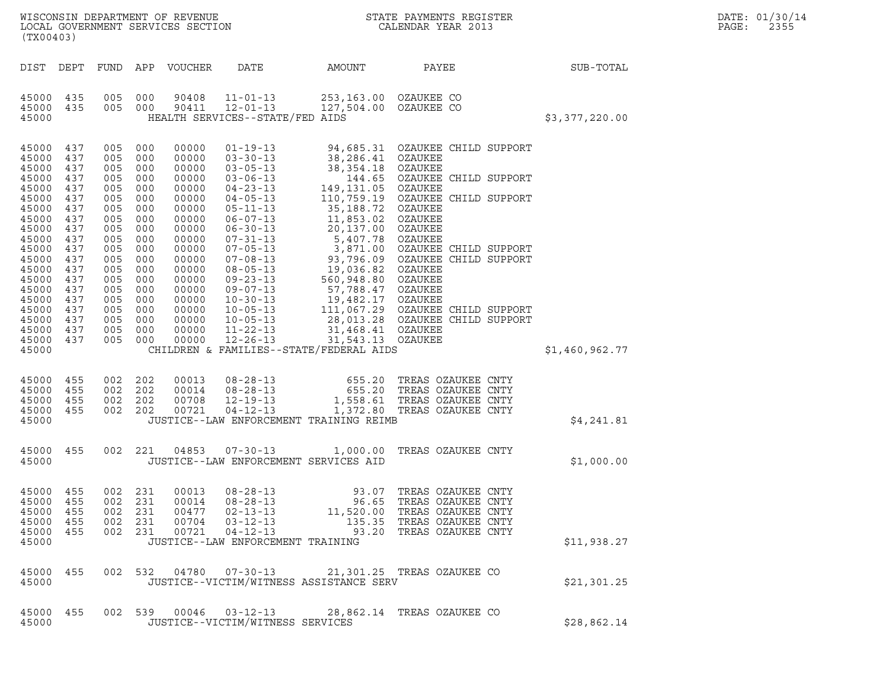WISCONSIN DEPARTMENT OF REVENUE
LOCAL GOVERNMENT SERVICES SECTION
(TX00403)

STATE PAYMENTS REGISTER
CALENDAR YEAR 2013

DATE: 01/30/14
PAGE: 2355

| DIST | DEPT | FUND | APP | VOUCHER | DATE | AMOUNT | PAYEE | SUB-TOTAL |
|---|---|---|---|---|---|---|---|---|
| 45000 | 435 | 005 | 000 | 90408 | 11-01-13 | 253,163.00 | OZAUKEE CO | |
| 45000 | 435 | 005 | 000 | 90411 | 12-01-13 | 127,504.00 | OZAUKEE CO | |
| 45000 | | | | | HEALTH SERVICES--STATE/FED AIDS | | | $3,377,220.00 |
| 45000 | 437 | 005 | 000 | 00000 | 01-19-13 | 94,685.31 | OZAUKEE CHILD SUPPORT | |
| 45000 | 437 | 005 | 000 | 00000 | 03-30-13 | 38,286.41 | OZAUKEE | |
| 45000 | 437 | 005 | 000 | 00000 | 03-05-13 | 38,354.18 | OZAUKEE | |
| 45000 | 437 | 005 | 000 | 00000 | 03-06-13 | 144.65 | OZAUKEE CHILD SUPPORT | |
| 45000 | 437 | 005 | 000 | 00000 | 04-23-13 | 149,131.05 | OZAUKEE | |
| 45000 | 437 | 005 | 000 | 00000 | 04-05-13 | 110,759.19 | OZAUKEE CHILD SUPPORT | |
| 45000 | 437 | 005 | 000 | 00000 | 05-11-13 | 35,188.72 | OZAUKEE | |
| 45000 | 437 | 005 | 000 | 00000 | 06-07-13 | 11,853.02 | OZAUKEE | |
| 45000 | 437 | 005 | 000 | 00000 | 06-30-13 | 20,137.00 | OZAUKEE | |
| 45000 | 437 | 005 | 000 | 00000 | 07-31-13 | 5,407.78 | OZAUKEE | |
| 45000 | 437 | 005 | 000 | 00000 | 07-05-13 | 3,871.00 | OZAUKEE CHILD SUPPORT | |
| 45000 | 437 | 005 | 000 | 00000 | 07-08-13 | 93,796.09 | OZAUKEE CHILD SUPPORT | |
| 45000 | 437 | 005 | 000 | 00000 | 08-05-13 | 19,036.82 | OZAUKEE | |
| 45000 | 437 | 005 | 000 | 00000 | 09-23-13 | 560,948.80 | OZAUKEE | |
| 45000 | 437 | 005 | 000 | 00000 | 09-07-13 | 57,788.47 | OZAUKEE | |
| 45000 | 437 | 005 | 000 | 00000 | 10-30-13 | 19,482.17 | OZAUKEE | |
| 45000 | 437 | 005 | 000 | 00000 | 10-05-13 | 111,067.29 | OZAUKEE CHILD SUPPORT | |
| 45000 | 437 | 005 | 000 | 00000 | 10-05-13 | 28,013.28 | OZAUKEE CHILD SUPPORT | |
| 45000 | 437 | 005 | 000 | 00000 | 11-22-13 | 31,468.41 | OZAUKEE | |
| 45000 | 437 | 005 | 000 | 00000 | 12-26-13 | 31,543.13 | OZAUKEE | |
| 45000 | | | | | CHILDREN & FAMILIES--STATE/FEDERAL AIDS | | | $1,460,962.77 |
| 45000 | 455 | 002 | 202 | 00013 | 08-28-13 | 655.20 | TREAS OZAUKEE CNTY | |
| 45000 | 455 | 002 | 202 | 00014 | 08-28-13 | 655.20 | TREAS OZAUKEE CNTY | |
| 45000 | 455 | 002 | 202 | 00708 | 12-19-13 | 1,558.61 | TREAS OZAUKEE CNTY | |
| 45000 | 455 | 002 | 202 | 00721 | 04-12-13 | 1,372.80 | TREAS OZAUKEE CNTY | |
| 45000 | | | | | JUSTICE--LAW ENFORCEMENT TRAINING REIMB | | | $4,241.81 |
| 45000 | 455 | 002 | 221 | 04853 | 07-30-13 | 1,000.00 | TREAS OZAUKEE CNTY | |
| 45000 | | | | | JUSTICE--LAW ENFORCEMENT SERVICES AID | | | $1,000.00 |
| 45000 | 455 | 002 | 231 | 00013 | 08-28-13 | 93.07 | TREAS OZAUKEE CNTY | |
| 45000 | 455 | 002 | 231 | 00014 | 08-28-13 | 96.65 | TREAS OZAUKEE CNTY | |
| 45000 | 455 | 002 | 231 | 00477 | 02-13-13 | 11,520.00 | TREAS OZAUKEE CNTY | |
| 45000 | 455 | 002 | 231 | 00704 | 03-12-13 | 135.35 | TREAS OZAUKEE CNTY | |
| 45000 | 455 | 002 | 231 | 00721 | 04-12-13 | 93.20 | TREAS OZAUKEE CNTY | |
| 45000 | | | | | JUSTICE--LAW ENFORCEMENT TRAINING | | | $11,938.27 |
| 45000 | 455 | 002 | 532 | 04780 | 07-30-13 | 21,301.25 | TREAS OZAUKEE CO | |
| 45000 | | | | | JUSTICE--VICTIM/WITNESS ASSISTANCE SERV | | | $21,301.25 |
| 45000 | 455 | 002 | 539 | 00046 | 03-12-13 | 28,862.14 | TREAS OZAUKEE CO | |
| 45000 | | | | | JUSTICE--VICTIM/WITNESS SERVICES | | | $28,862.14 |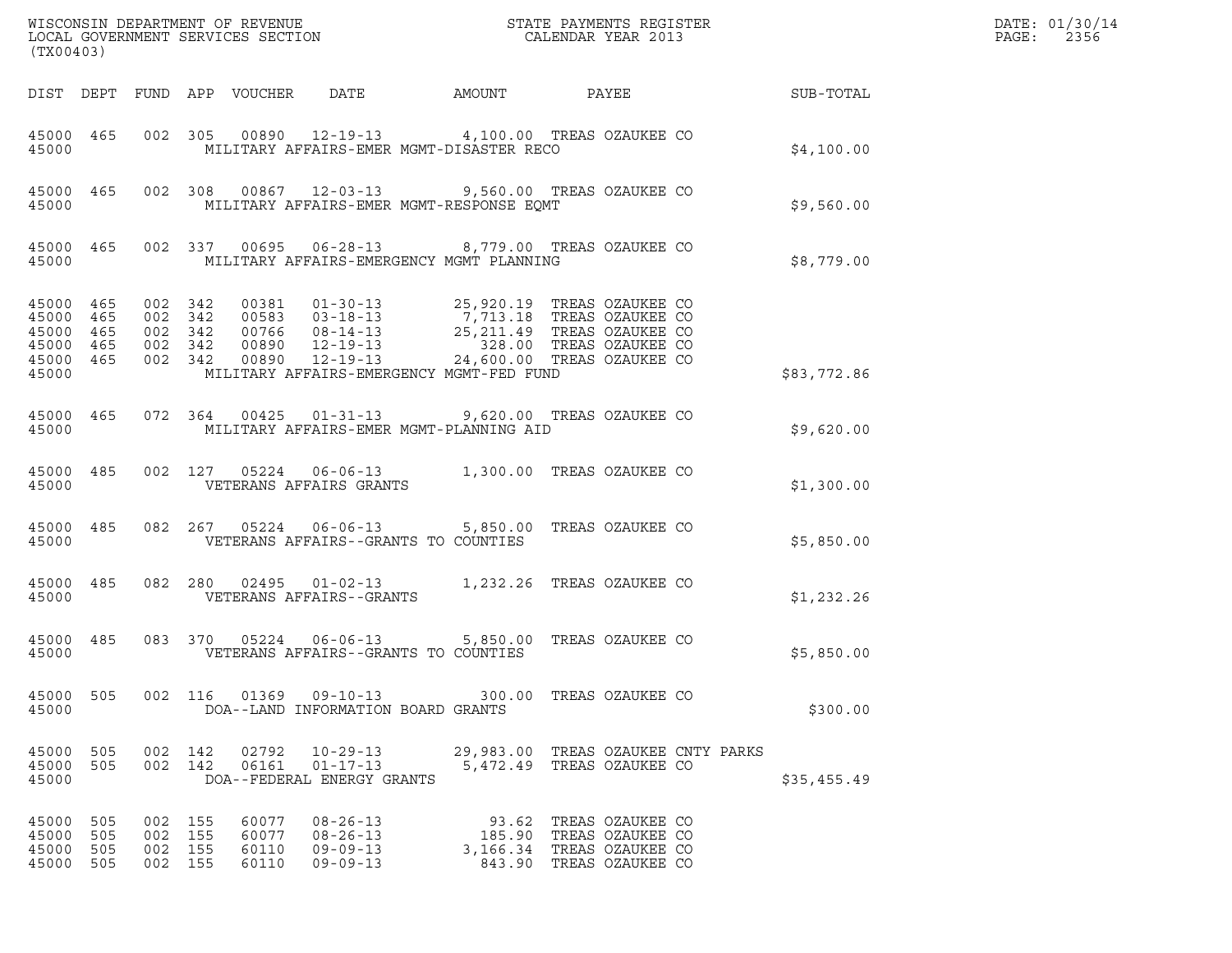WISCONSIN DEPARTMENT OF REVENUE
LOCAL GOVERNMENT SERVICES SECTION
(TX00403)

STATE PAYMENTS REGISTER
CALENDAR YEAR 2013

DATE: 01/30/14
PAGE: 2356

| DIST | DEPT | FUND | APP | VOUCHER | DATE | AMOUNT | PAYEE | SUB-TOTAL |
|---|---|---|---|---|---|---|---|---|
| 45000 | 465 | 002 | 305 | 00890 | 12-19-13 | 4,100.00 | TREAS OZAUKEE CO | |
| 45000 | | | | | MILITARY AFFAIRS-EMER MGMT-DISASTER RECO | | | $4,100.00 |
| 45000 | 465 | 002 | 308 | 00867 | 12-03-13 | 9,560.00 | TREAS OZAUKEE CO | |
| 45000 | | | | | MILITARY AFFAIRS-EMER MGMT-RESPONSE EQMT | | | $9,560.00 |
| 45000 | 465 | 002 | 337 | 00695 | 06-28-13 | 8,779.00 | TREAS OZAUKEE CO | |
| 45000 | | | | | MILITARY AFFAIRS-EMERGENCY MGMT PLANNING | | | $8,779.00 |
| 45000 | 465 | 002 | 342 | 00381 | 01-30-13 | 25,920.19 | TREAS OZAUKEE CO | |
| 45000 | 465 | 002 | 342 | 00583 | 03-18-13 | 7,713.18 | TREAS OZAUKEE CO | |
| 45000 | 465 | 002 | 342 | 00766 | 08-14-13 | 25,211.49 | TREAS OZAUKEE CO | |
| 45000 | 465 | 002 | 342 | 00890 | 12-19-13 | 328.00 | TREAS OZAUKEE CO | |
| 45000 | 465 | 002 | 342 | 00890 | 12-19-13 | 24,600.00 | TREAS OZAUKEE CO | |
| 45000 | | | | | MILITARY AFFAIRS-EMERGENCY MGMT-FED FUND | | | $83,772.86 |
| 45000 | 465 | 072 | 364 | 00425 | 01-31-13 | 9,620.00 | TREAS OZAUKEE CO | |
| 45000 | | | | | MILITARY AFFAIRS-EMER MGMT-PLANNING AID | | | $9,620.00 |
| 45000 | 485 | 002 | 127 | 05224 | 06-06-13 | 1,300.00 | TREAS OZAUKEE CO | |
| 45000 | | | | | VETERANS AFFAIRS GRANTS | | | $1,300.00 |
| 45000 | 485 | 082 | 267 | 05224 | 06-06-13 | 5,850.00 | TREAS OZAUKEE CO | |
| 45000 | | | | | VETERANS AFFAIRS--GRANTS TO COUNTIES | | | $5,850.00 |
| 45000 | 485 | 082 | 280 | 02495 | 01-02-13 | 1,232.26 | TREAS OZAUKEE CO | |
| 45000 | | | | | VETERANS AFFAIRS--GRANTS | | | $1,232.26 |
| 45000 | 485 | 083 | 370 | 05224 | 06-06-13 | 5,850.00 | TREAS OZAUKEE CO | |
| 45000 | | | | | VETERANS AFFAIRS--GRANTS TO COUNTIES | | | $5,850.00 |
| 45000 | 505 | 002 | 116 | 01369 | 09-10-13 | 300.00 | TREAS OZAUKEE CO | |
| 45000 | | | | | DOA--LAND INFORMATION BOARD GRANTS | | | $300.00 |
| 45000 | 505 | 002 | 142 | 02792 | 10-29-13 | 29,983.00 | TREAS OZAUKEE CNTY PARKS | |
| 45000 | 505 | 002 | 142 | 06161 | 01-17-13 | 5,472.49 | TREAS OZAUKEE CO | |
| 45000 | | | | | DOA--FEDERAL ENERGY GRANTS | | | $35,455.49 |
| 45000 | 505 | 002 | 155 | 60077 | 08-26-13 | 93.62 | TREAS OZAUKEE CO | |
| 45000 | 505 | 002 | 155 | 60077 | 08-26-13 | 185.90 | TREAS OZAUKEE CO | |
| 45000 | 505 | 002 | 155 | 60110 | 09-09-13 | 3,166.34 | TREAS OZAUKEE CO | |
| 45000 | 505 | 002 | 155 | 60110 | 09-09-13 | 843.90 | TREAS OZAUKEE CO | |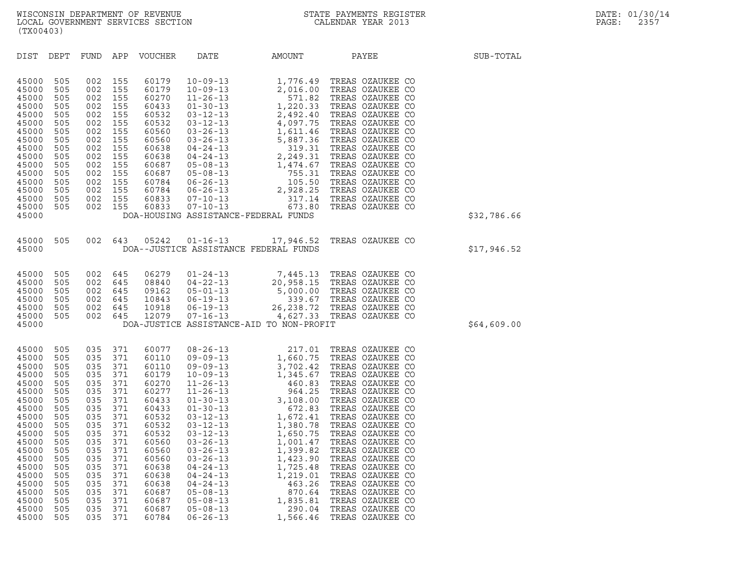WISCONSIN DEPARTMENT OF REVENUE
LOCAL GOVERNMENT SERVICES SECTION
(TX00403)

STATE PAYMENTS REGISTER
CALENDAR YEAR 2013

DATE: 01/30/14
PAGE: 2357

| DIST | DEPT | FUND | APP | VOUCHER | DATE | AMOUNT | PAYEE | SUB-TOTAL |
|---|---|---|---|---|---|---|---|---|
| 45000 | 505 | 002 | 155 | 60179 | 10-09-13 | 1,776.49 | TREAS OZAUKEE CO | |
| 45000 | 505 | 002 | 155 | 60179 | 10-09-13 | 2,016.00 | TREAS OZAUKEE CO | |
| 45000 | 505 | 002 | 155 | 60270 | 11-26-13 | 571.82 | TREAS OZAUKEE CO | |
| 45000 | 505 | 002 | 155 | 60433 | 01-30-13 | 1,220.33 | TREAS OZAUKEE CO | |
| 45000 | 505 | 002 | 155 | 60532 | 03-12-13 | 2,492.40 | TREAS OZAUKEE CO | |
| 45000 | 505 | 002 | 155 | 60532 | 03-12-13 | 4,097.75 | TREAS OZAUKEE CO | |
| 45000 | 505 | 002 | 155 | 60560 | 03-26-13 | 1,611.46 | TREAS OZAUKEE CO | |
| 45000 | 505 | 002 | 155 | 60560 | 03-26-13 | 5,887.36 | TREAS OZAUKEE CO | |
| 45000 | 505 | 002 | 155 | 60638 | 04-24-13 | 319.31 | TREAS OZAUKEE CO | |
| 45000 | 505 | 002 | 155 | 60638 | 04-24-13 | 2,249.31 | TREAS OZAUKEE CO | |
| 45000 | 505 | 002 | 155 | 60687 | 05-08-13 | 1,474.67 | TREAS OZAUKEE CO | |
| 45000 | 505 | 002 | 155 | 60687 | 05-08-13 | 755.31 | TREAS OZAUKEE CO | |
| 45000 | 505 | 002 | 155 | 60784 | 06-26-13 | 105.50 | TREAS OZAUKEE CO | |
| 45000 | 505 | 002 | 155 | 60784 | 06-26-13 | 2,928.25 | TREAS OZAUKEE CO | |
| 45000 | 505 | 002 | 155 | 60833 | 07-10-13 | 317.14 | TREAS OZAUKEE CO | |
| 45000 | 505 | 002 | 155 | 60833 | 07-10-13 | 673.80 | TREAS OZAUKEE CO | |
| 45000 | | | | | DOA-HOUSING ASSISTANCE-FEDERAL FUNDS | | | $32,786.66 |
| 45000 | 505 | 002 | 643 | 05242 | 01-16-13 | 17,946.52 | TREAS OZAUKEE CO | |
| 45000 | | | | | DOA--JUSTICE ASSISTANCE FEDERAL FUNDS | | | $17,946.52 |
| 45000 | 505 | 002 | 645 | 06279 | 01-24-13 | 7,445.13 | TREAS OZAUKEE CO | |
| 45000 | 505 | 002 | 645 | 08840 | 04-22-13 | 20,958.15 | TREAS OZAUKEE CO | |
| 45000 | 505 | 002 | 645 | 09162 | 05-01-13 | 5,000.00 | TREAS OZAUKEE CO | |
| 45000 | 505 | 002 | 645 | 10843 | 06-19-13 | 339.67 | TREAS OZAUKEE CO | |
| 45000 | 505 | 002 | 645 | 10918 | 06-19-13 | 26,238.72 | TREAS OZAUKEE CO | |
| 45000 | 505 | 002 | 645 | 12079 | 07-16-13 | 4,627.33 | TREAS OZAUKEE CO | |
| 45000 | | | | | DOA-JUSTICE ASSISTANCE-AID TO NON-PROFIT | | | $64,609.00 |
| 45000 | 505 | 035 | 371 | 60077 | 08-26-13 | 217.01 | TREAS OZAUKEE CO | |
| 45000 | 505 | 035 | 371 | 60110 | 09-09-13 | 1,660.75 | TREAS OZAUKEE CO | |
| 45000 | 505 | 035 | 371 | 60110 | 09-09-13 | 3,702.42 | TREAS OZAUKEE CO | |
| 45000 | 505 | 035 | 371 | 60179 | 10-09-13 | 1,345.67 | TREAS OZAUKEE CO | |
| 45000 | 505 | 035 | 371 | 60270 | 11-26-13 | 460.83 | TREAS OZAUKEE CO | |
| 45000 | 505 | 035 | 371 | 60277 | 11-26-13 | 964.25 | TREAS OZAUKEE CO | |
| 45000 | 505 | 035 | 371 | 60433 | 01-30-13 | 3,108.00 | TREAS OZAUKEE CO | |
| 45000 | 505 | 035 | 371 | 60433 | 01-30-13 | 672.83 | TREAS OZAUKEE CO | |
| 45000 | 505 | 035 | 371 | 60532 | 03-12-13 | 1,672.41 | TREAS OZAUKEE CO | |
| 45000 | 505 | 035 | 371 | 60532 | 03-12-13 | 1,380.78 | TREAS OZAUKEE CO | |
| 45000 | 505 | 035 | 371 | 60532 | 03-12-13 | 1,650.75 | TREAS OZAUKEE CO | |
| 45000 | 505 | 035 | 371 | 60560 | 03-26-13 | 1,001.47 | TREAS OZAUKEE CO | |
| 45000 | 505 | 035 | 371 | 60560 | 03-26-13 | 1,399.82 | TREAS OZAUKEE CO | |
| 45000 | 505 | 035 | 371 | 60560 | 03-26-13 | 1,423.90 | TREAS OZAUKEE CO | |
| 45000 | 505 | 035 | 371 | 60638 | 04-24-13 | 1,725.48 | TREAS OZAUKEE CO | |
| 45000 | 505 | 035 | 371 | 60638 | 04-24-13 | 1,219.01 | TREAS OZAUKEE CO | |
| 45000 | 505 | 035 | 371 | 60638 | 04-24-13 | 463.26 | TREAS OZAUKEE CO | |
| 45000 | 505 | 035 | 371 | 60687 | 05-08-13 | 870.64 | TREAS OZAUKEE CO | |
| 45000 | 505 | 035 | 371 | 60687 | 05-08-13 | 1,835.81 | TREAS OZAUKEE CO | |
| 45000 | 505 | 035 | 371 | 60687 | 05-08-13 | 290.04 | TREAS OZAUKEE CO | |
| 45000 | 505 | 035 | 371 | 60784 | 06-26-13 | 1,566.46 | TREAS OZAUKEE CO | |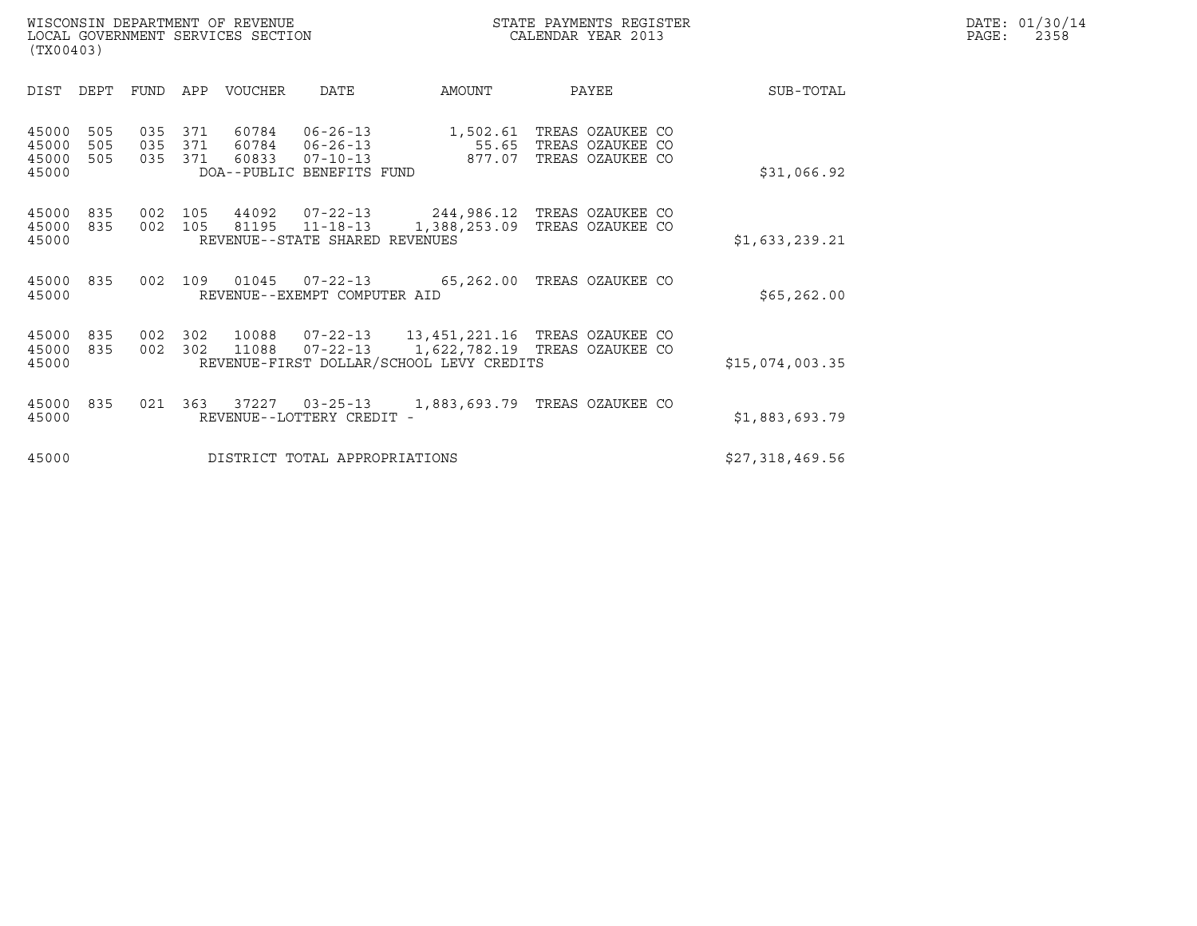WISCONSIN DEPARTMENT OF REVENUE
LOCAL GOVERNMENT SERVICES SECTION
(TX00403)

STATE PAYMENTS REGISTER
CALENDAR YEAR 2013

DATE: 01/30/14
PAGE: 2358

| DIST | DEPT | FUND | APP | VOUCHER | DATE | AMOUNT | PAYEE | SUB-TOTAL |
|---|---|---|---|---|---|---|---|---|
| 45000 | 505 | 035 | 371 | 60784 | 06-26-13 | 1,502.61 | TREAS OZAUKEE CO | |
| 45000 | 505 | 035 | 371 | 60784 | 06-26-13 | 55.65 | TREAS OZAUKEE CO | |
| 45000 | 505 | 035 | 371 | 60833 | 07-10-13 | 877.07 | TREAS OZAUKEE CO | |
| 45000 | | | | DOA--PUBLIC BENEFITS FUND | | | | $31,066.92 |
| 45000 | 835 | 002 | 105 | 44092 | 07-22-13 | 244,986.12 | TREAS OZAUKEE CO | |
| 45000 | 835 | 002 | 105 | 81195 | 11-18-13 | 1,388,253.09 | TREAS OZAUKEE CO | |
| 45000 | | | | REVENUE--STATE SHARED REVENUES | | | | $1,633,239.21 |
| 45000 | 835 | 002 | 109 | 01045 | 07-22-13 | 65,262.00 | TREAS OZAUKEE CO | |
| 45000 | | | | REVENUE--EXEMPT COMPUTER AID | | | | $65,262.00 |
| 45000 | 835 | 002 | 302 | 10088 | 07-22-13 | 13,451,221.16 | TREAS OZAUKEE CO | |
| 45000 | 835 | 002 | 302 | 11088 | 07-22-13 | 1,622,782.19 | TREAS OZAUKEE CO | |
| 45000 | | | | REVENUE-FIRST DOLLAR/SCHOOL LEVY CREDITS | | | | $15,074,003.35 |
| 45000 | 835 | 021 | 363 | 37227 | 03-25-13 | 1,883,693.79 | TREAS OZAUKEE CO | |
| 45000 | | | | REVENUE--LOTTERY CREDIT - | | | | $1,883,693.79 |
| 45000 | | | | DISTRICT TOTAL APPROPRIATIONS | | | | $27,318,469.56 |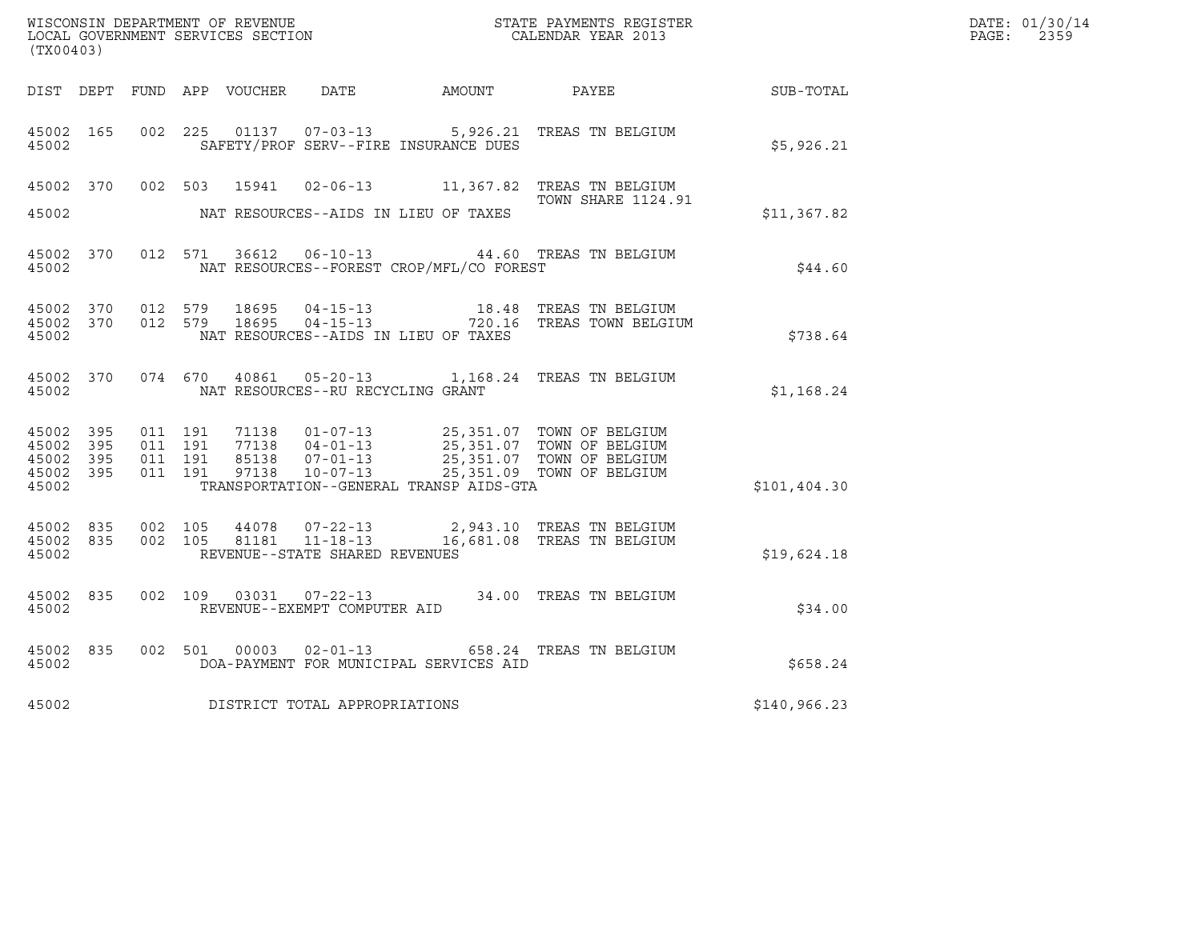WISCONSIN DEPARTMENT OF REVENUE
LOCAL GOVERNMENT SERVICES SECTION
(TX00403)

STATE PAYMENTS REGISTER
CALENDAR YEAR 2013

DATE: 01/30/14
PAGE: 2359

| DIST | DEPT | FUND | APP | VOUCHER | DATE | AMOUNT | PAYEE | SUB-TOTAL |
|---|---|---|---|---|---|---|---|---|
| 45002 | 165 | 002 | 225 | 01137 | 07-03-13 | 5,926.21 | TREAS TN BELGIUM | |
| 45002 | | | | | SAFETY/PROF SERV--FIRE INSURANCE DUES | | | $5,926.21 |
| 45002 | 370 | 002 | 503 | 15941 | 02-06-13 | 11,367.82 | TREAS TN BELGIUM TOWN SHARE 1124.91 | |
| 45002 | | | | | NAT RESOURCES--AIDS IN LIEU OF TAXES | | | $11,367.82 |
| 45002 | 370 | 012 | 571 | 36612 | 06-10-13 | 44.60 | TREAS TN BELGIUM | |
| 45002 | | | | | NAT RESOURCES--FOREST CROP/MFL/CO FOREST | | | $44.60 |
| 45002 | 370 | 012 | 579 | 18695 | 04-15-13 | 18.48 | TREAS TN BELGIUM | |
| 45002 | 370 | 012 | 579 | 18695 | 04-15-13 | 720.16 | TREAS TOWN BELGIUM | |
| 45002 | | | | | NAT RESOURCES--AIDS IN LIEU OF TAXES | | | $738.64 |
| 45002 | 370 | 074 | 670 | 40861 | 05-20-13 | 1,168.24 | TREAS TN BELGIUM | |
| 45002 | | | | | NAT RESOURCES--RU RECYCLING GRANT | | | $1,168.24 |
| 45002 | 395 | 011 | 191 | 71138 | 01-07-13 | 25,351.07 | TOWN OF BELGIUM | |
| 45002 | 395 | 011 | 191 | 77138 | 04-01-13 | 25,351.07 | TOWN OF BELGIUM | |
| 45002 | 395 | 011 | 191 | 85138 | 07-01-13 | 25,351.07 | TOWN OF BELGIUM | |
| 45002 | 395 | 011 | 191 | 97138 | 10-07-13 | 25,351.09 | TOWN OF BELGIUM | |
| 45002 | | | | | TRANSPORTATION--GENERAL TRANSP AIDS-GTA | | | $101,404.30 |
| 45002 | 835 | 002 | 105 | 44078 | 07-22-13 | 2,943.10 | TREAS TN BELGIUM | |
| 45002 | 835 | 002 | 105 | 81181 | 11-18-13 | 16,681.08 | TREAS TN BELGIUM | |
| 45002 | | | | | REVENUE--STATE SHARED REVENUES | | | $19,624.18 |
| 45002 | 835 | 002 | 109 | 03031 | 07-22-13 | 34.00 | TREAS TN BELGIUM | |
| 45002 | | | | | REVENUE--EXEMPT COMPUTER AID | | | $34.00 |
| 45002 | 835 | 002 | 501 | 00003 | 02-01-13 | 658.24 | TREAS TN BELGIUM | |
| 45002 | | | | | DOA-PAYMENT FOR MUNICIPAL SERVICES AID | | | $658.24 |
| 45002 | | | | | DISTRICT TOTAL APPROPRIATIONS | | | $140,966.23 |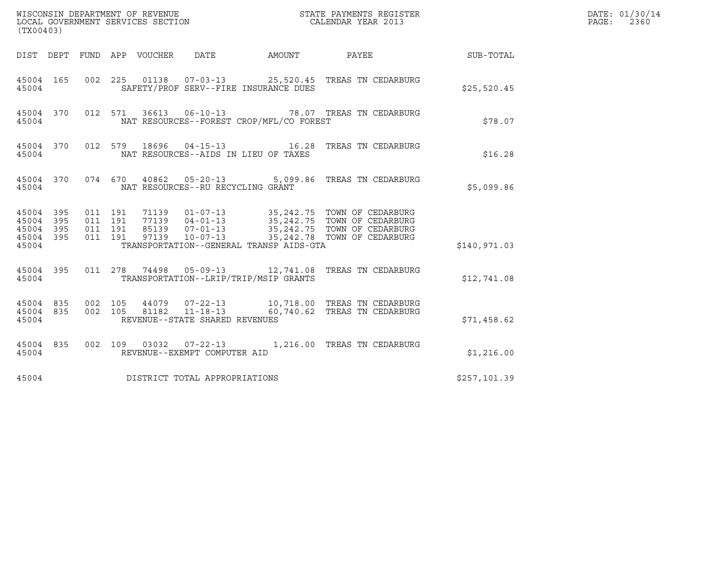WISCONSIN DEPARTMENT OF REVENUE
LOCAL GOVERNMENT SERVICES SECTION
(TX00403)

STATE PAYMENTS REGISTER
CALENDAR YEAR 2013

DATE: 01/30/14
PAGE: 2360

| DIST | DEPT | FUND | APP | VOUCHER | DATE | AMOUNT | PAYEE | SUB-TOTAL |
|---|---|---|---|---|---|---|---|---|
| 45004 | 165 | 002 | 225 | 01138 | 07-03-13 | 25,520.45 | TREAS TN CEDARBURG | |
| 45004 | | | | SAFETY/PROF SERV--FIRE INSURANCE DUES | | | | $25,520.45 |
| 45004 | 370 | 012 | 571 | 36613 | 06-10-13 | 78.07 | TREAS TN CEDARBURG | |
| 45004 | | | | NAT RESOURCES--FOREST CROP/MFL/CO FOREST | | | | $78.07 |
| 45004 | 370 | 012 | 579 | 18696 | 04-15-13 | 16.28 | TREAS TN CEDARBURG | |
| 45004 | | | | NAT RESOURCES--AIDS IN LIEU OF TAXES | | | | $16.28 |
| 45004 | 370 | 074 | 670 | 40862 | 05-20-13 | 5,099.86 | TREAS TN CEDARBURG | |
| 45004 | | | | NAT RESOURCES--RU RECYCLING GRANT | | | | $5,099.86 |
| 45004 | 395 | 011 | 191 | 71139 | 01-07-13 | 35,242.75 | TOWN OF CEDARBURG | |
| 45004 | 395 | 011 | 191 | 77139 | 04-01-13 | 35,242.75 | TOWN OF CEDARBURG | |
| 45004 | 395 | 011 | 191 | 85139 | 07-01-13 | 35,242.75 | TOWN OF CEDARBURG | |
| 45004 | 395 | 011 | 191 | 97139 | 10-07-13 | 35,242.78 | TOWN OF CEDARBURG | |
| 45004 | | | | TRANSPORTATION--GENERAL TRANSP AIDS-GTA | | | | $140,971.03 |
| 45004 | 395 | 011 | 278 | 74498 | 05-09-13 | 12,741.08 | TREAS TN CEDARBURG | |
| 45004 | | | | TRANSPORTATION--LRIP/TRIP/MSIP GRANTS | | | | $12,741.08 |
| 45004 | 835 | 002 | 105 | 44079 | 07-22-13 | 10,718.00 | TREAS TN CEDARBURG | |
| 45004 | 835 | 002 | 105 | 81182 | 11-18-13 | 60,740.62 | TREAS TN CEDARBURG | |
| 45004 | | | | REVENUE--STATE SHARED REVENUES | | | | $71,458.62 |
| 45004 | 835 | 002 | 109 | 03032 | 07-22-13 | 1,216.00 | TREAS TN CEDARBURG | |
| 45004 | | | | REVENUE--EXEMPT COMPUTER AID | | | | $1,216.00 |
| 45004 | | | | DISTRICT TOTAL APPROPRIATIONS | | | | $257,101.39 |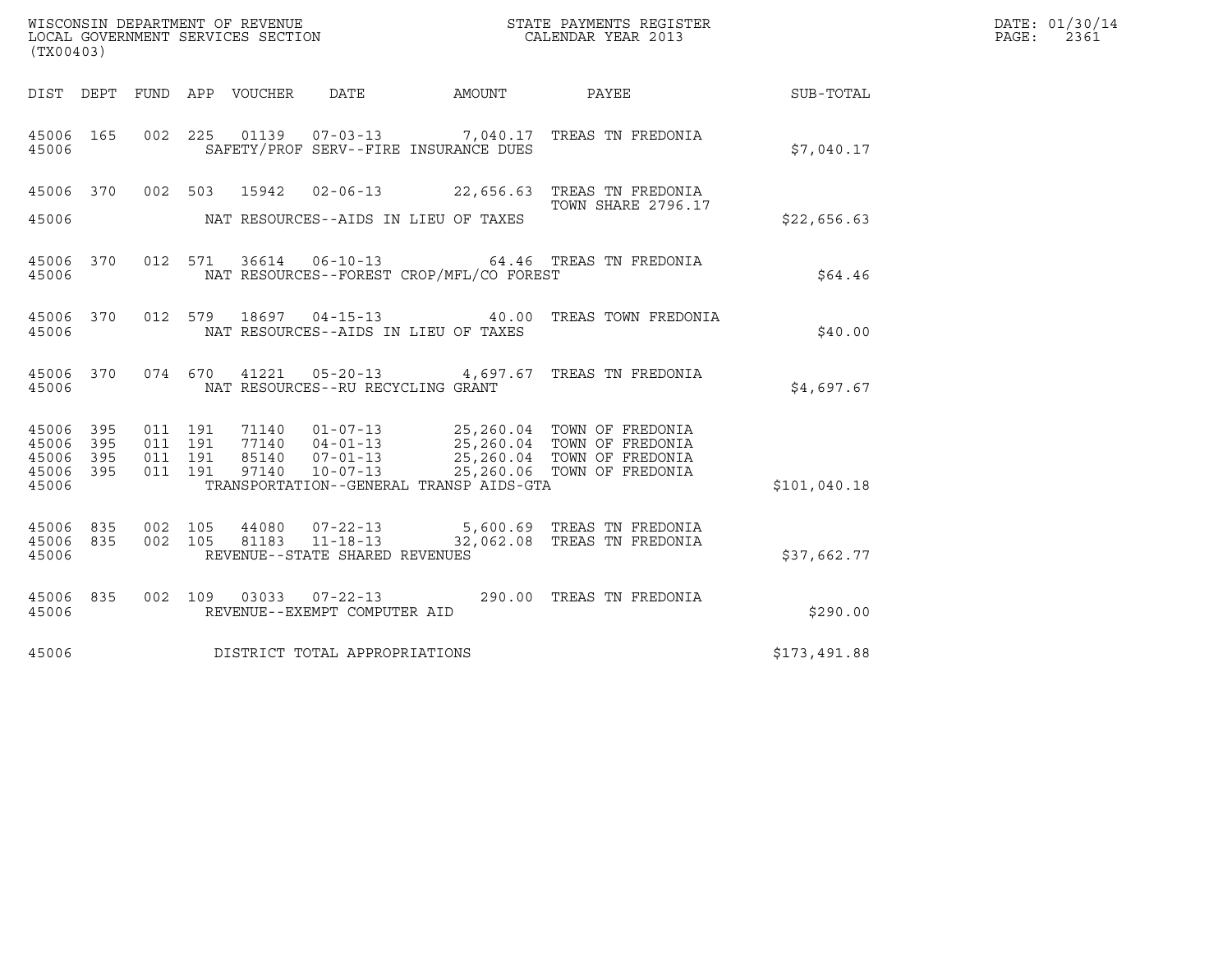WISCONSIN DEPARTMENT OF REVENUE
LOCAL GOVERNMENT SERVICES SECTION
(TX00403)

STATE PAYMENTS REGISTER
CALENDAR YEAR 2013

DATE: 01/30/14
PAGE: 2361

| DIST | DEPT | FUND | APP | VOUCHER | DATE | AMOUNT | PAYEE | SUB-TOTAL |
|---|---|---|---|---|---|---|---|---|
| 45006 | 165 | 002 | 225 | 01139 | 07-03-13 | 7,040.17 | TREAS TN FREDONIA | |
| 45006 | | | | | SAFETY/PROF SERV--FIRE INSURANCE DUES | | | $7,040.17 |
| 45006 | 370 | 002 | 503 | 15942 | 02-06-13 | 22,656.63 | TREAS TN FREDONIA TOWN SHARE 2796.17 | |
| 45006 | | | | | NAT RESOURCES--AIDS IN LIEU OF TAXES | | | $22,656.63 |
| 45006 | 370 | 012 | 571 | 36614 | 06-10-13 | 64.46 | TREAS TN FREDONIA | |
| 45006 | | | | | NAT RESOURCES--FOREST CROP/MFL/CO FOREST | | | $64.46 |
| 45006 | 370 | 012 | 579 | 18697 | 04-15-13 | 40.00 | TREAS TOWN FREDONIA | |
| 45006 | | | | | NAT RESOURCES--AIDS IN LIEU OF TAXES | | | $40.00 |
| 45006 | 370 | 074 | 670 | 41221 | 05-20-13 | 4,697.67 | TREAS TN FREDONIA | |
| 45006 | | | | | NAT RESOURCES--RU RECYCLING GRANT | | | $4,697.67 |
| 45006 | 395 | 011 | 191 | 71140 | 01-07-13 | 25,260.04 | TOWN OF FREDONIA | |
| 45006 | 395 | 011 | 191 | 77140 | 04-01-13 | 25,260.04 | TOWN OF FREDONIA | |
| 45006 | 395 | 011 | 191 | 85140 | 07-01-13 | 25,260.04 | TOWN OF FREDONIA | |
| 45006 | 395 | 011 | 191 | 97140 | 10-07-13 | 25,260.06 | TOWN OF FREDONIA | |
| 45006 | | | | | TRANSPORTATION--GENERAL TRANSP AIDS-GTA | | | $101,040.18 |
| 45006 | 835 | 002 | 105 | 44080 | 07-22-13 | 5,600.69 | TREAS TN FREDONIA | |
| 45006 | 835 | 002 | 105 | 81183 | 11-18-13 | 32,062.08 | TREAS TN FREDONIA | |
| 45006 | | | | | REVENUE--STATE SHARED REVENUES | | | $37,662.77 |
| 45006 | 835 | 002 | 109 | 03033 | 07-22-13 | 290.00 | TREAS TN FREDONIA | |
| 45006 | | | | | REVENUE--EXEMPT COMPUTER AID | | | $290.00 |
| 45006 | | | | | DISTRICT TOTAL APPROPRIATIONS | | | $173,491.88 |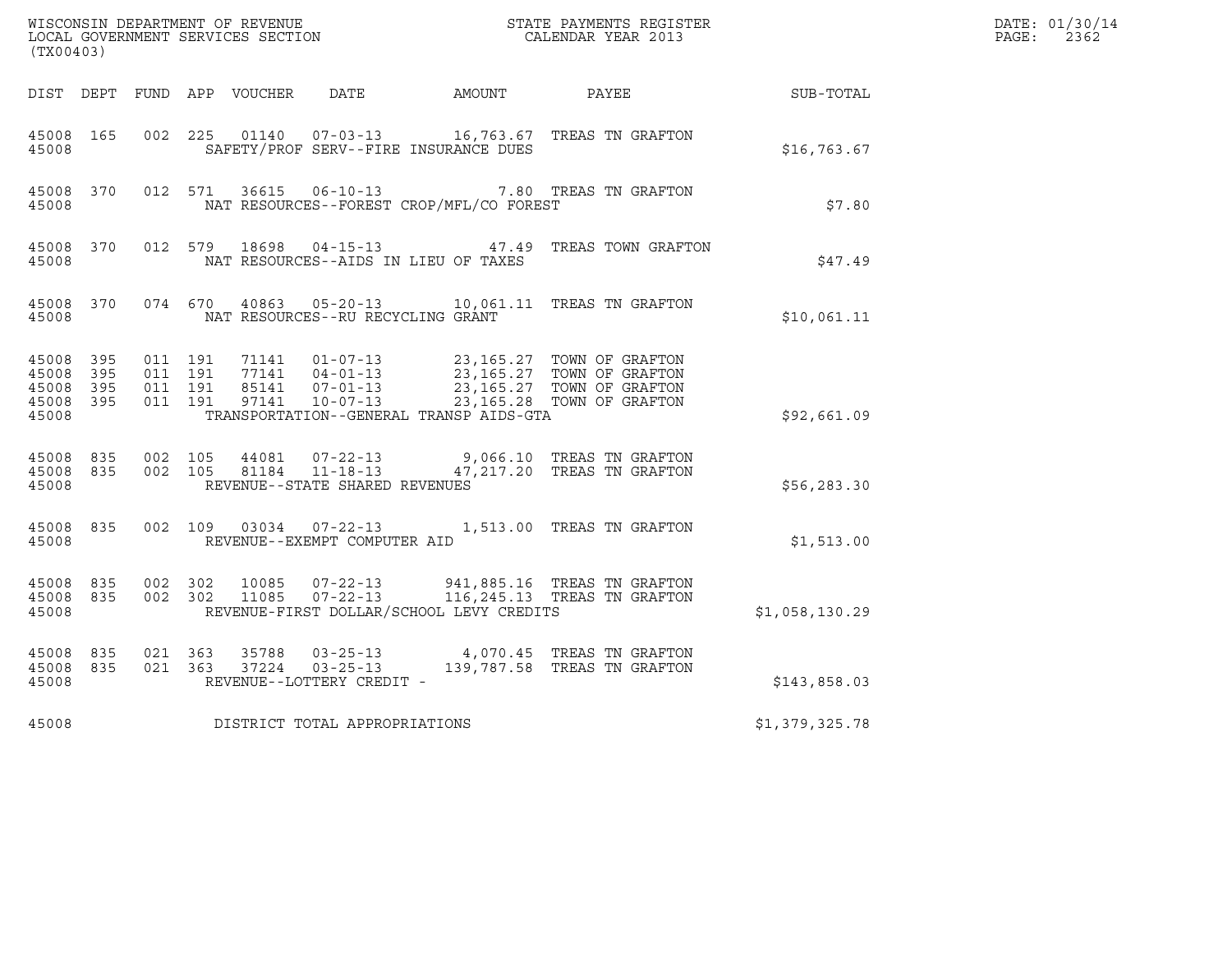WISCONSIN DEPARTMENT OF REVENUE
LOCAL GOVERNMENT SERVICES SECTION
(TX00403)

STATE PAYMENTS REGISTER
CALENDAR YEAR 2013

DATE: 01/30/14
PAGE: 2362

| DIST | DEPT | FUND | APP | VOUCHER | DATE | AMOUNT | PAYEE | SUB-TOTAL |
|---|---|---|---|---|---|---|---|---|
| 45008 | 165 | 002 | 225 | 01140 | 07-03-13 | 16,763.67 | TREAS TN GRAFTON | |
| 45008 | | | | SAFETY/PROF SERV--FIRE INSURANCE DUES | | | | $16,763.67 |
| 45008 | 370 | 012 | 571 | 36615 | 06-10-13 | 7.80 | TREAS TN GRAFTON | |
| 45008 | | | | NAT RESOURCES--FOREST CROP/MFL/CO FOREST | | | | $7.80 |
| 45008 | 370 | 012 | 579 | 18698 | 04-15-13 | 47.49 | TREAS TOWN GRAFTON | |
| 45008 | | | | NAT RESOURCES--AIDS IN LIEU OF TAXES | | | | $47.49 |
| 45008 | 370 | 074 | 670 | 40863 | 05-20-13 | 10,061.11 | TREAS TN GRAFTON | |
| 45008 | | | | NAT RESOURCES--RU RECYCLING GRANT | | | | $10,061.11 |
| 45008 | 395 | 011 | 191 | 71141 | 01-07-13 | 23,165.27 | TOWN OF GRAFTON | |
| 45008 | 395 | 011 | 191 | 77141 | 04-01-13 | 23,165.27 | TOWN OF GRAFTON | |
| 45008 | 395 | 011 | 191 | 85141 | 07-01-13 | 23,165.27 | TOWN OF GRAFTON | |
| 45008 | 395 | 011 | 191 | 97141 | 10-07-13 | 23,165.28 | TOWN OF GRAFTON | |
| 45008 | | | | TRANSPORTATION--GENERAL TRANSP AIDS-GTA | | | | $92,661.09 |
| 45008 | 835 | 002 | 105 | 44081 | 07-22-13 | 9,066.10 | TREAS TN GRAFTON | |
| 45008 | 835 | 002 | 105 | 81184 | 11-18-13 | 47,217.20 | TREAS TN GRAFTON | |
| 45008 | | | | REVENUE--STATE SHARED REVENUES | | | | $56,283.30 |
| 45008 | 835 | 002 | 109 | 03034 | 07-22-13 | 1,513.00 | TREAS TN GRAFTON | |
| 45008 | | | | REVENUE--EXEMPT COMPUTER AID | | | | $1,513.00 |
| 45008 | 835 | 002 | 302 | 10085 | 07-22-13 | 941,885.16 | TREAS TN GRAFTON | |
| 45008 | 835 | 002 | 302 | 11085 | 07-22-13 | 116,245.13 | TREAS TN GRAFTON | |
| 45008 | | | | REVENUE-FIRST DOLLAR/SCHOOL LEVY CREDITS | | | | $1,058,130.29 |
| 45008 | 835 | 021 | 363 | 35788 | 03-25-13 | 4,070.45 | TREAS TN GRAFTON | |
| 45008 | 835 | 021 | 363 | 37224 | 03-25-13 | 139,787.58 | TREAS TN GRAFTON | |
| 45008 | | | | REVENUE--LOTTERY CREDIT - | | | | $143,858.03 |
| 45008 | | | | DISTRICT TOTAL APPROPRIATIONS | | | | $1,379,325.78 |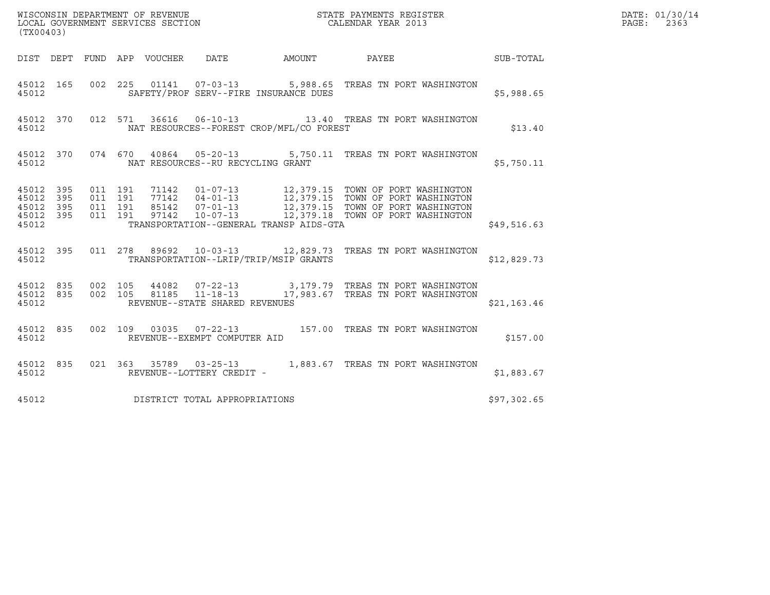WISCONSIN DEPARTMENT OF REVENUE
LOCAL GOVERNMENT SERVICES SECTION
(TX00403)

STATE PAYMENTS REGISTER
CALENDAR YEAR 2013

DATE: 01/30/14
PAGE: 2363

| DIST | DEPT | FUND | APP | VOUCHER | DATE | AMOUNT | PAYEE | SUB-TOTAL |
|---|---|---|---|---|---|---|---|---|
| 45012 | 165 | 002 | 225 | 01141 | 07-03-13 | 5,988.65 | TREAS TN PORT WASHINGTON | |
| 45012 | | | | | SAFETY/PROF SERV--FIRE INSURANCE DUES | | | $5,988.65 |
| 45012 | 370 | 012 | 571 | 36616 | 06-10-13 | 13.40 | TREAS TN PORT WASHINGTON | |
| 45012 | | | | | NAT RESOURCES--FOREST CROP/MFL/CO FOREST | | | $13.40 |
| 45012 | 370 | 074 | 670 | 40864 | 05-20-13 | 5,750.11 | TREAS TN PORT WASHINGTON | |
| 45012 | | | | | NAT RESOURCES--RU RECYCLING GRANT | | | $5,750.11 |
| 45012 | 395 | 011 | 191 | 71142 | 01-07-13 | 12,379.15 | TOWN OF PORT WASHINGTON | |
| 45012 | 395 | 011 | 191 | 77142 | 04-01-13 | 12,379.15 | TOWN OF PORT WASHINGTON | |
| 45012 | 395 | 011 | 191 | 85142 | 07-01-13 | 12,379.15 | TOWN OF PORT WASHINGTON | |
| 45012 | 395 | 011 | 191 | 97142 | 10-07-13 | 12,379.18 | TOWN OF PORT WASHINGTON | |
| 45012 | | | | | TRANSPORTATION--GENERAL TRANSP AIDS-GTA | | | $49,516.63 |
| 45012 | 395 | 011 | 278 | 89692 | 10-03-13 | 12,829.73 | TREAS TN PORT WASHINGTON | |
| 45012 | | | | | TRANSPORTATION--LRIP/TRIP/MSIP GRANTS | | | $12,829.73 |
| 45012 | 835 | 002 | 105 | 44082 | 07-22-13 | 3,179.79 | TREAS TN PORT WASHINGTON | |
| 45012 | 835 | 002 | 105 | 81185 | 11-18-13 | 17,983.67 | TREAS TN PORT WASHINGTON | |
| 45012 | | | | | REVENUE--STATE SHARED REVENUES | | | $21,163.46 |
| 45012 | 835 | 002 | 109 | 03035 | 07-22-13 | 157.00 | TREAS TN PORT WASHINGTON | |
| 45012 | | | | | REVENUE--EXEMPT COMPUTER AID | | | $157.00 |
| 45012 | 835 | 021 | 363 | 35789 | 03-25-13 | 1,883.67 | TREAS TN PORT WASHINGTON | |
| 45012 | | | | | REVENUE--LOTTERY CREDIT - | | | $1,883.67 |
| 45012 | | | | | DISTRICT TOTAL APPROPRIATIONS | | | $97,302.65 |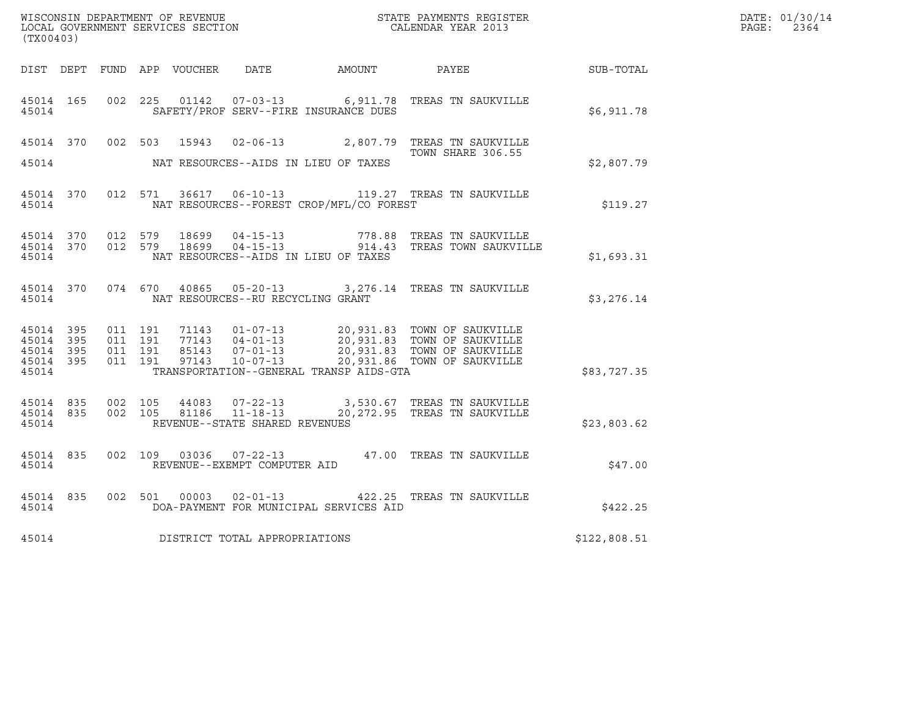WISCONSIN DEPARTMENT OF REVENUE
LOCAL GOVERNMENT SERVICES SECTION
(TX00403)

STATE PAYMENTS REGISTER
CALENDAR YEAR 2013

DATE: 01/30/14
PAGE: 2364

| DIST | DEPT | FUND | APP | VOUCHER | DATE | AMOUNT | PAYEE | SUB-TOTAL |
|---|---|---|---|---|---|---|---|---|
| 45014 | 165 | 002 | 225 | 01142 | 07-03-13 | 6,911.78 | TREAS TN SAUKVILLE | |
| 45014 | | | | | SAFETY/PROF SERV--FIRE INSURANCE DUES | | | $6,911.78 |
| 45014 | 370 | 002 | 503 | 15943 | 02-06-13 | 2,807.79 | TREAS TN SAUKVILLE TOWN SHARE 306.55 | |
| 45014 | | | | | NAT RESOURCES--AIDS IN LIEU OF TAXES | | | $2,807.79 |
| 45014 | 370 | 012 | 571 | 36617 | 06-10-13 | 119.27 | TREAS TN SAUKVILLE | |
| 45014 | | | | | NAT RESOURCES--FOREST CROP/MFL/CO FOREST | | | $119.27 |
| 45014 | 370 | 012 | 579 | 18699 | 04-15-13 | 778.88 | TREAS TN SAUKVILLE | |
| 45014 | 370 | 012 | 579 | 18699 | 04-15-13 | 914.43 | TREAS TOWN SAUKVILLE | |
| 45014 | | | | | NAT RESOURCES--AIDS IN LIEU OF TAXES | | | $1,693.31 |
| 45014 | 370 | 074 | 670 | 40865 | 05-20-13 | 3,276.14 | TREAS TN SAUKVILLE | |
| 45014 | | | | | NAT RESOURCES--RU RECYCLING GRANT | | | $3,276.14 |
| 45014 | 395 | 011 | 191 | 71143 | 01-07-13 | 20,931.83 | TOWN OF SAUKVILLE | |
| 45014 | 395 | 011 | 191 | 77143 | 04-01-13 | 20,931.83 | TOWN OF SAUKVILLE | |
| 45014 | 395 | 011 | 191 | 85143 | 07-01-13 | 20,931.83 | TOWN OF SAUKVILLE | |
| 45014 | 395 | 011 | 191 | 97143 | 10-07-13 | 20,931.86 | TOWN OF SAUKVILLE | |
| 45014 | | | | | TRANSPORTATION--GENERAL TRANSP AIDS-GTA | | | $83,727.35 |
| 45014 | 835 | 002 | 105 | 44083 | 07-22-13 | 3,530.67 | TREAS TN SAUKVILLE | |
| 45014 | 835 | 002 | 105 | 81186 | 11-18-13 | 20,272.95 | TREAS TN SAUKVILLE | |
| 45014 | | | | | REVENUE--STATE SHARED REVENUES | | | $23,803.62 |
| 45014 | 835 | 002 | 109 | 03036 | 07-22-13 | 47.00 | TREAS TN SAUKVILLE | |
| 45014 | | | | | REVENUE--EXEMPT COMPUTER AID | | | $47.00 |
| 45014 | 835 | 002 | 501 | 00003 | 02-01-13 | 422.25 | TREAS TN SAUKVILLE | |
| 45014 | | | | | DOA-PAYMENT FOR MUNICIPAL SERVICES AID | | | $422.25 |
| 45014 | | | | | DISTRICT TOTAL APPROPRIATIONS | | | $122,808.51 |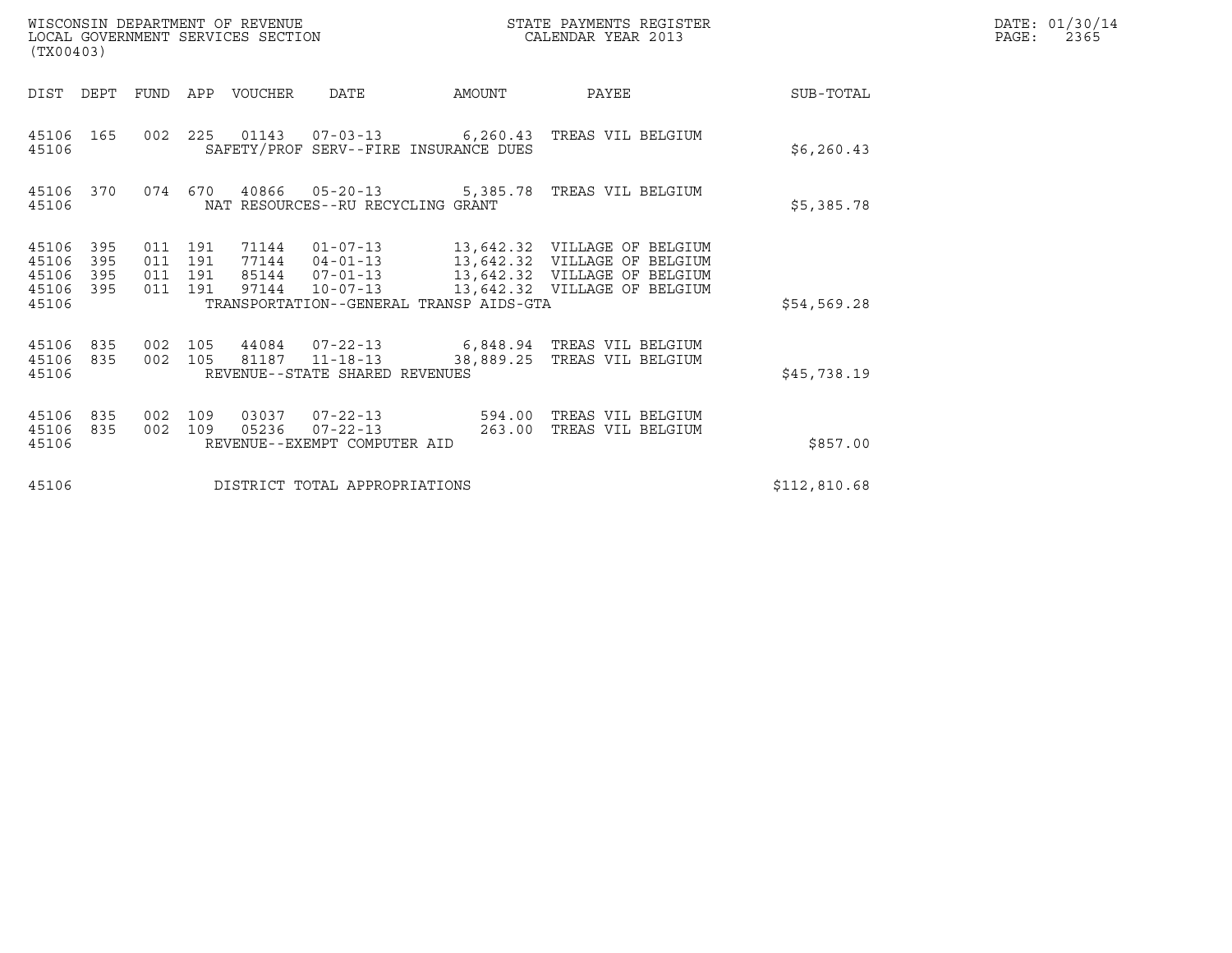WISCONSIN DEPARTMENT OF REVENUE
LOCAL GOVERNMENT SERVICES SECTION
(TX00403)

STATE PAYMENTS REGISTER
CALENDAR YEAR 2013

DATE: 01/30/14
PAGE: 2365

| DIST | DEPT | FUND | APP | VOUCHER | DATE | AMOUNT | PAYEE | SUB-TOTAL |
|---|---|---|---|---|---|---|---|---|
| 45106 | 165 | 002 | 225 | 01143 | 07-03-13 | 6,260.43 | TREAS VIL BELGIUM | |
| 45106 | | | | SAFETY/PROF SERV--FIRE INSURANCE DUES | | | | $6,260.43 |
| 45106 | 370 | 074 | 670 | 40866 | 05-20-13 | 5,385.78 | TREAS VIL BELGIUM | |
| 45106 | | | | NAT RESOURCES--RU RECYCLING GRANT | | | | $5,385.78 |
| 45106 | 395 | 011 | 191 | 71144 | 01-07-13 | 13,642.32 | VILLAGE OF BELGIUM | |
| 45106 | 395 | 011 | 191 | 77144 | 04-01-13 | 13,642.32 | VILLAGE OF BELGIUM | |
| 45106 | 395 | 011 | 191 | 85144 | 07-01-13 | 13,642.32 | VILLAGE OF BELGIUM | |
| 45106 | 395 | 011 | 191 | 97144 | 10-07-13 | 13,642.32 | VILLAGE OF BELGIUM | |
| 45106 | | | | TRANSPORTATION--GENERAL TRANSP AIDS-GTA | | | | $54,569.28 |
| 45106 | 835 | 002 | 105 | 44084 | 07-22-13 | 6,848.94 | TREAS VIL BELGIUM | |
| 45106 | 835 | 002 | 105 | 81187 | 11-18-13 | 38,889.25 | TREAS VIL BELGIUM | |
| 45106 | | | | REVENUE--STATE SHARED REVENUES | | | | $45,738.19 |
| 45106 | 835 | 002 | 109 | 03037 | 07-22-13 | 594.00 | TREAS VIL BELGIUM | |
| 45106 | 835 | 002 | 109 | 05236 | 07-22-13 | 263.00 | TREAS VIL BELGIUM | |
| 45106 | | | | REVENUE--EXEMPT COMPUTER AID | | | | $857.00 |
| 45106 | | | | DISTRICT TOTAL APPROPRIATIONS | | | | $112,810.68 |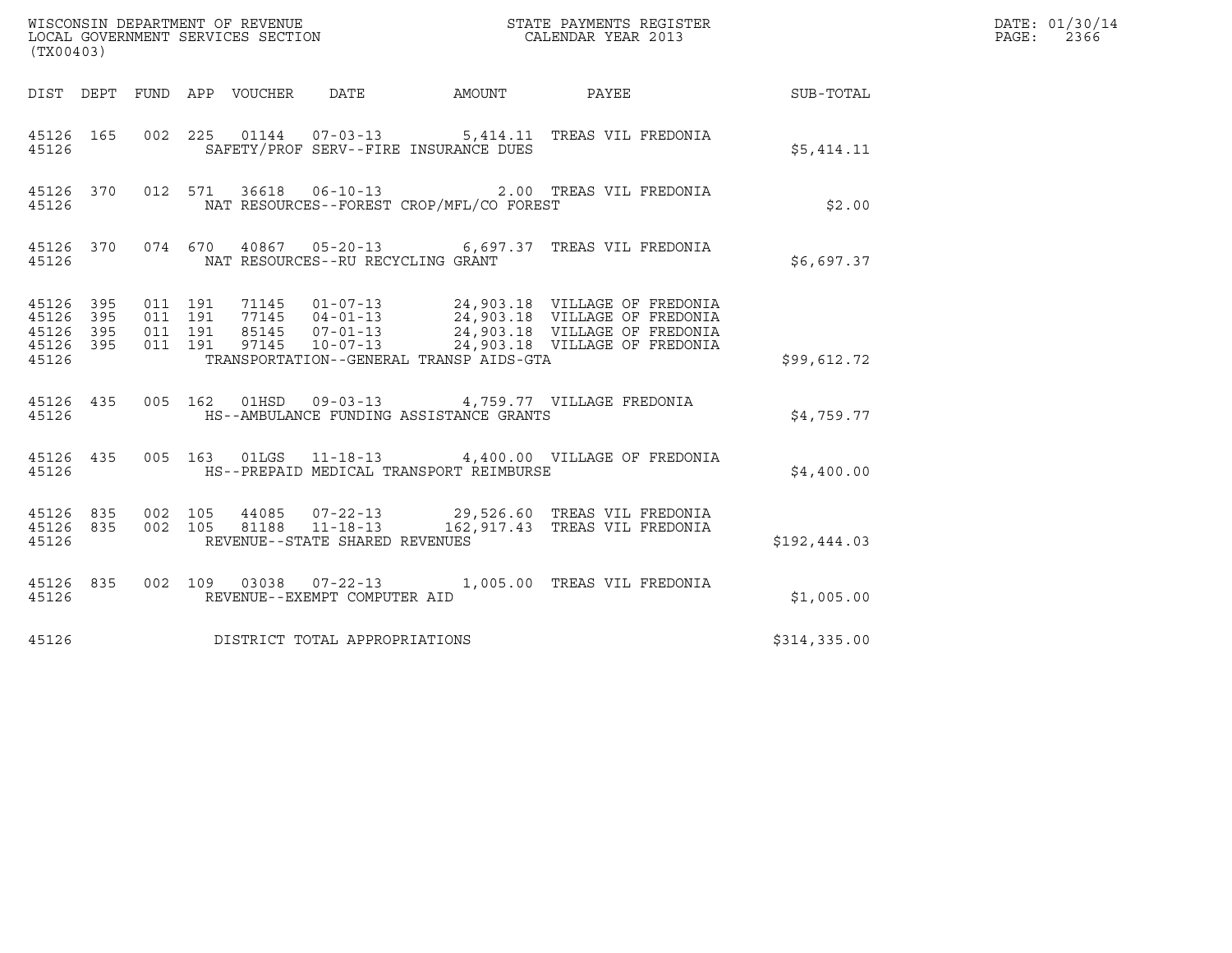WISCONSIN DEPARTMENT OF REVENUE
LOCAL GOVERNMENT SERVICES SECTION
(TX00403)

STATE PAYMENTS REGISTER
CALENDAR YEAR 2013

DATE: 01/30/14
PAGE: 2366

| DIST | DEPT | FUND | APP | VOUCHER | DATE | AMOUNT | PAYEE | SUB-TOTAL |
|---|---|---|---|---|---|---|---|---|
| 45126 | 165 | 002 | 225 | 01144 | 07-03-13 | 5,414.11 | TREAS VIL FREDONIA | |
| 45126 | | | | SAFETY/PROF SERV--FIRE INSURANCE DUES | | | | $5,414.11 |
| 45126 | 370 | 012 | 571 | 36618 | 06-10-13 | 2.00 | TREAS VIL FREDONIA | |
| 45126 | | | | NAT RESOURCES--FOREST CROP/MFL/CO FOREST | | | | $2.00 |
| 45126 | 370 | 074 | 670 | 40867 | 05-20-13 | 6,697.37 | TREAS VIL FREDONIA | |
| 45126 | | | | NAT RESOURCES--RU RECYCLING GRANT | | | | $6,697.37 |
| 45126 | 395 | 011 | 191 | 71145 | 01-07-13 | 24,903.18 | VILLAGE OF FREDONIA | |
| 45126 | 395 | 011 | 191 | 77145 | 04-01-13 | 24,903.18 | VILLAGE OF FREDONIA | |
| 45126 | 395 | 011 | 191 | 85145 | 07-01-13 | 24,903.18 | VILLAGE OF FREDONIA | |
| 45126 | 395 | 011 | 191 | 97145 | 10-07-13 | 24,903.18 | VILLAGE OF FREDONIA | |
| 45126 | | | | TRANSPORTATION--GENERAL TRANSP AIDS-GTA | | | | $99,612.72 |
| 45126 | 435 | 005 | 162 | 01HSD | 09-03-13 | 4,759.77 | VILLAGE FREDONIA | |
| 45126 | | | | HS--AMBULANCE FUNDING ASSISTANCE GRANTS | | | | $4,759.77 |
| 45126 | 435 | 005 | 163 | 01LGS | 11-18-13 | 4,400.00 | VILLAGE OF FREDONIA | |
| 45126 | | | | HS--PREPAID MEDICAL TRANSPORT REIMBURSE | | | | $4,400.00 |
| 45126 | 835 | 002 | 105 | 44085 | 07-22-13 | 29,526.60 | TREAS VIL FREDONIA | |
| 45126 | 835 | 002 | 105 | 81188 | 11-18-13 | 162,917.43 | TREAS VIL FREDONIA | |
| 45126 | | | | REVENUE--STATE SHARED REVENUES | | | | $192,444.03 |
| 45126 | 835 | 002 | 109 | 03038 | 07-22-13 | 1,005.00 | TREAS VIL FREDONIA | |
| 45126 | | | | REVENUE--EXEMPT COMPUTER AID | | | | $1,005.00 |
| 45126 | | | | DISTRICT TOTAL APPROPRIATIONS | | | | $314,335.00 |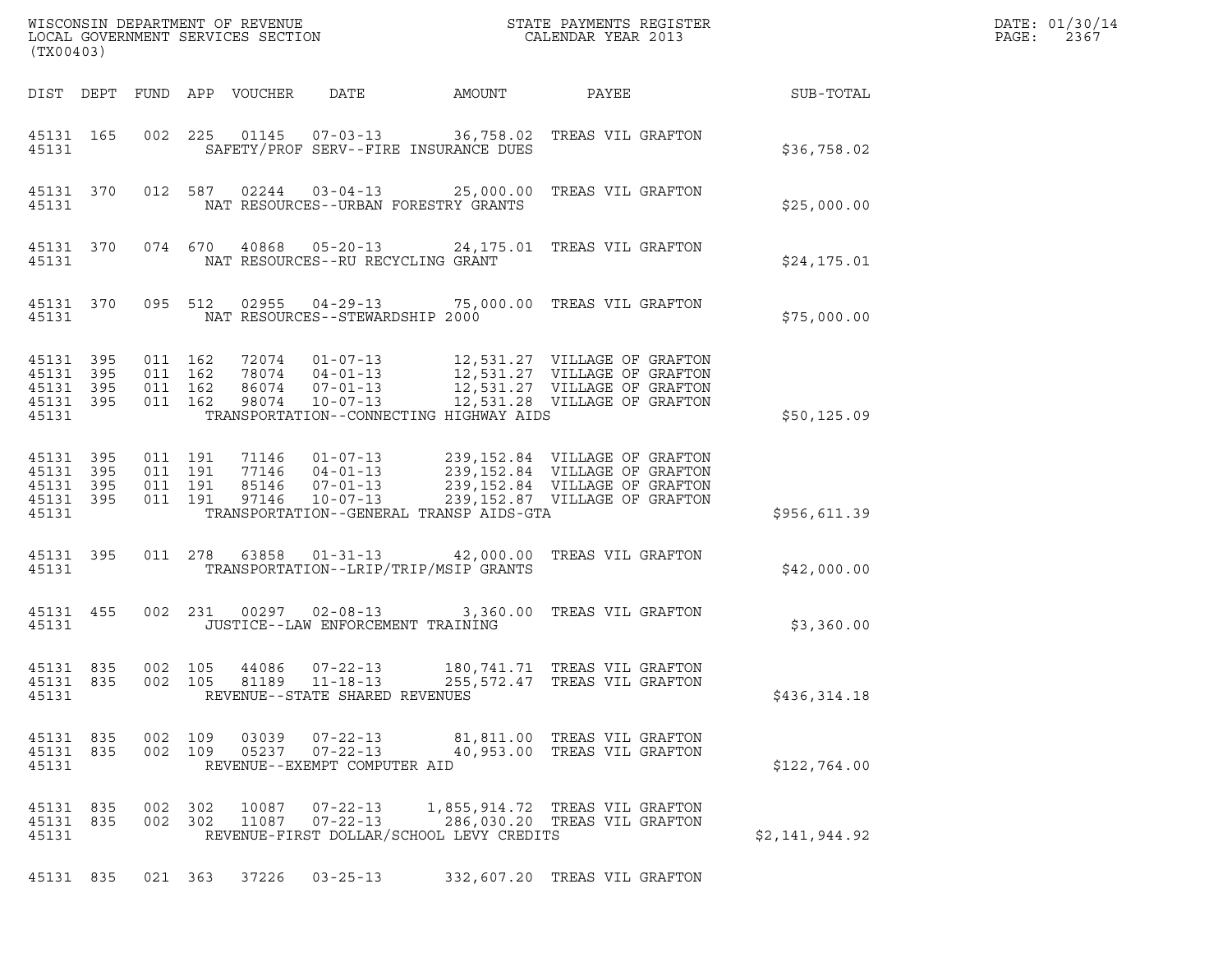WISCONSIN DEPARTMENT OF REVENUE
LOCAL GOVERNMENT SERVICES SECTION
(TX00403)

STATE PAYMENTS REGISTER
CALENDAR YEAR 2013

DATE: 01/30/14
PAGE: 2367

| DIST | DEPT | FUND | APP | VOUCHER | DATE | AMOUNT | PAYEE | SUB-TOTAL |
|---|---|---|---|---|---|---|---|---|
| 45131 | 165 | 002 | 225 | 01145 | 07-03-13 | 36,758.02 | TREAS VIL GRAFTON | |
| 45131 | | | | | SAFETY/PROF SERV--FIRE INSURANCE DUES | | | $36,758.02 |
| 45131 | 370 | 012 | 587 | 02244 | 03-04-13 | 25,000.00 | TREAS VIL GRAFTON | |
| 45131 | | | | | NAT RESOURCES--URBAN FORESTRY GRANTS | | | $25,000.00 |
| 45131 | 370 | 074 | 670 | 40868 | 05-20-13 | 24,175.01 | TREAS VIL GRAFTON | |
| 45131 | | | | | NAT RESOURCES--RU RECYCLING GRANT | | | $24,175.01 |
| 45131 | 370 | 095 | 512 | 02955 | 04-29-13 | 75,000.00 | TREAS VIL GRAFTON | |
| 45131 | | | | | NAT RESOURCES--STEWARDSHIP 2000 | | | $75,000.00 |
| 45131 | 395 | 011 | 162 | 72074 | 01-07-13 | 12,531.27 | VILLAGE OF GRAFTON | |
| 45131 | 395 | 011 | 162 | 78074 | 04-01-13 | 12,531.27 | VILLAGE OF GRAFTON | |
| 45131 | 395 | 011 | 162 | 86074 | 07-01-13 | 12,531.27 | VILLAGE OF GRAFTON | |
| 45131 | 395 | 011 | 162 | 98074 | 10-07-13 | 12,531.28 | VILLAGE OF GRAFTON | |
| 45131 | | | | | TRANSPORTATION--CONNECTING HIGHWAY AIDS | | | $50,125.09 |
| 45131 | 395 | 011 | 191 | 71146 | 01-07-13 | 239,152.84 | VILLAGE OF GRAFTON | |
| 45131 | 395 | 011 | 191 | 77146 | 04-01-13 | 239,152.84 | VILLAGE OF GRAFTON | |
| 45131 | 395 | 011 | 191 | 85146 | 07-01-13 | 239,152.84 | VILLAGE OF GRAFTON | |
| 45131 | 395 | 011 | 191 | 97146 | 10-07-13 | 239,152.87 | VILLAGE OF GRAFTON | |
| 45131 | | | | | TRANSPORTATION--GENERAL TRANSP AIDS-GTA | | | $956,611.39 |
| 45131 | 395 | 011 | 278 | 63858 | 01-31-13 | 42,000.00 | TREAS VIL GRAFTON | |
| 45131 | | | | | TRANSPORTATION--LRIP/TRIP/MSIP GRANTS | | | $42,000.00 |
| 45131 | 455 | 002 | 231 | 00297 | 02-08-13 | 3,360.00 | TREAS VIL GRAFTON | |
| 45131 | | | | | JUSTICE--LAW ENFORCEMENT TRAINING | | | $3,360.00 |
| 45131 | 835 | 002 | 105 | 44086 | 07-22-13 | 180,741.71 | TREAS VIL GRAFTON | |
| 45131 | 835 | 002 | 105 | 81189 | 11-18-13 | 255,572.47 | TREAS VIL GRAFTON | |
| 45131 | | | | | REVENUE--STATE SHARED REVENUES | | | $436,314.18 |
| 45131 | 835 | 002 | 109 | 03039 | 07-22-13 | 81,811.00 | TREAS VIL GRAFTON | |
| 45131 | 835 | 002 | 109 | 05237 | 07-22-13 | 40,953.00 | TREAS VIL GRAFTON | |
| 45131 | | | | | REVENUE--EXEMPT COMPUTER AID | | | $122,764.00 |
| 45131 | 835 | 002 | 302 | 10087 | 07-22-13 | 1,855,914.72 | TREAS VIL GRAFTON | |
| 45131 | 835 | 002 | 302 | 11087 | 07-22-13 | 286,030.20 | TREAS VIL GRAFTON | |
| 45131 | | | | | REVENUE-FIRST DOLLAR/SCHOOL LEVY CREDITS | | | $2,141,944.92 |
| 45131 | 835 | 021 | 363 | 37226 | 03-25-13 | 332,607.20 | TREAS VIL GRAFTON | |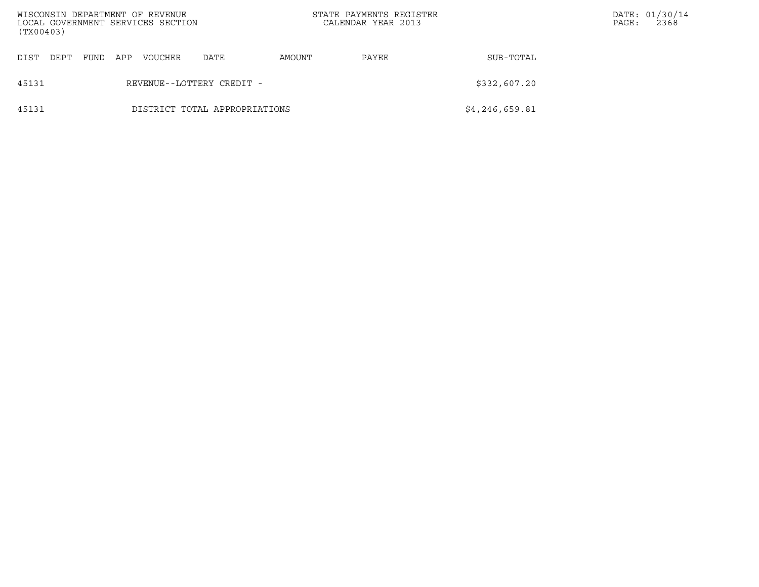| DIST | DEPT | FUND | APP | VOUCHER | DATE | AMOUNT | PAYEE | SUB-TOTAL |
|---|---|---|---|---|---|---|---|---|
| 45131 | | | | REVENUE--LOTTERY CREDIT - | | | | $332,607.20 |
| 45131 | | | | DISTRICT TOTAL APPROPRIATIONS | | | | $4,246,659.81 |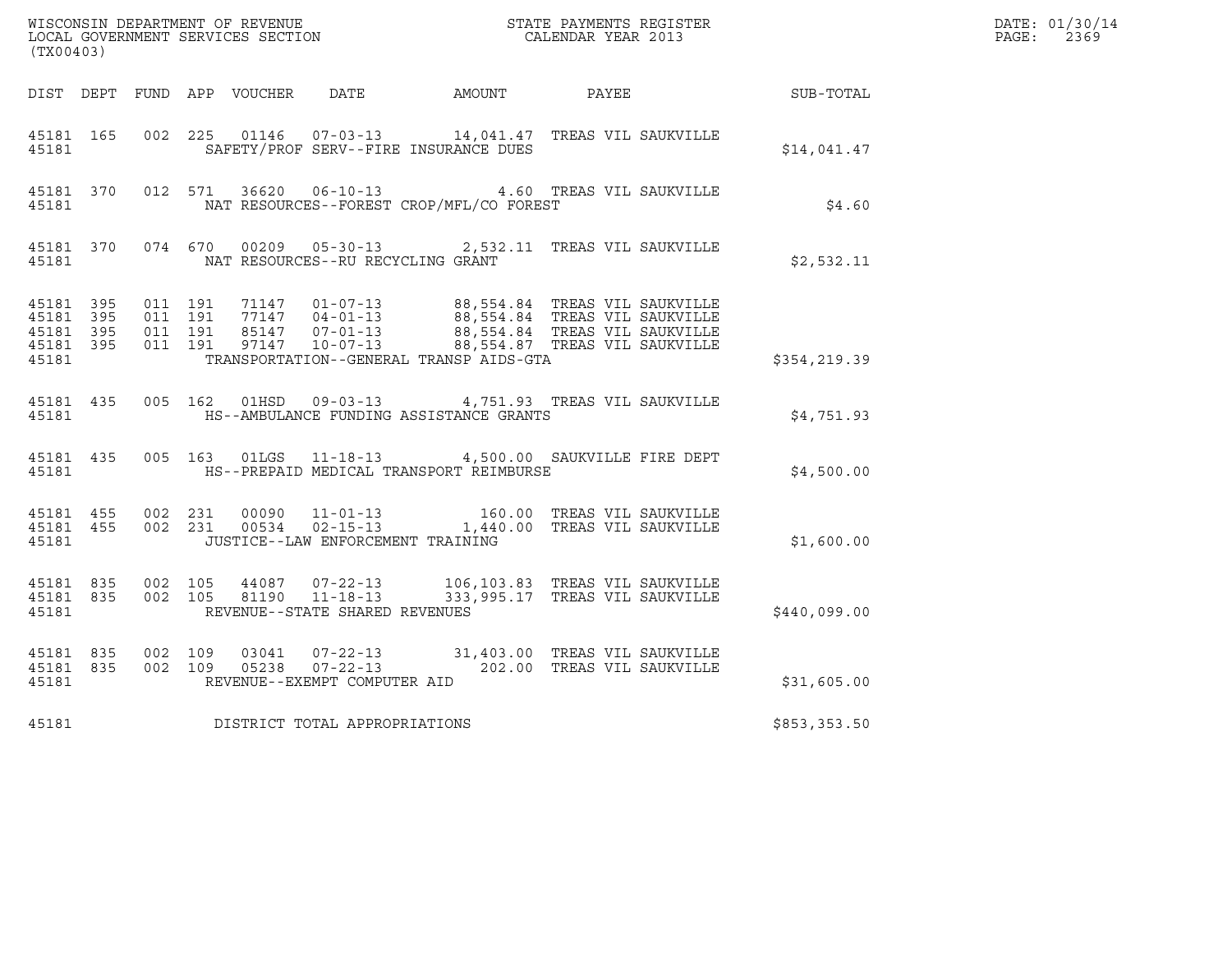WISCONSIN DEPARTMENT OF REVENUE
LOCAL GOVERNMENT SERVICES SECTION
(TX00403)

STATE PAYMENTS REGISTER
CALENDAR YEAR 2013

DATE: 01/30/14
PAGE: 2369

| DIST | DEPT | FUND | APP | VOUCHER | DATE | AMOUNT | PAYEE | SUB-TOTAL |
|---|---|---|---|---|---|---|---|---|
| 45181 | 165 | 002 | 225 | 01146 | 07-03-13 | 14,041.47 | TREAS VIL SAUKVILLE | |
| 45181 | | | | SAFETY/PROF SERV--FIRE INSURANCE DUES | | | | $14,041.47 |
| 45181 | 370 | 012 | 571 | 36620 | 06-10-13 | 4.60 | TREAS VIL SAUKVILLE | |
| 45181 | | | | NAT RESOURCES--FOREST CROP/MFL/CO FOREST | | | | $4.60 |
| 45181 | 370 | 074 | 670 | 00209 | 05-30-13 | 2,532.11 | TREAS VIL SAUKVILLE | |
| 45181 | | | | NAT RESOURCES--RU RECYCLING GRANT | | | | $2,532.11 |
| 45181 | 395 | 011 | 191 | 71147 | 01-07-13 | 88,554.84 | TREAS VIL SAUKVILLE | |
| 45181 | 395 | 011 | 191 | 77147 | 04-01-13 | 88,554.84 | TREAS VIL SAUKVILLE | |
| 45181 | 395 | 011 | 191 | 85147 | 07-01-13 | 88,554.84 | TREAS VIL SAUKVILLE | |
| 45181 | 395 | 011 | 191 | 97147 | 10-07-13 | 88,554.87 | TREAS VIL SAUKVILLE | |
| 45181 | | | | TRANSPORTATION--GENERAL TRANSP AIDS-GTA | | | | $354,219.39 |
| 45181 | 435 | 005 | 162 | 01HSD | 09-03-13 | 4,751.93 | TREAS VIL SAUKVILLE | |
| 45181 | | | | HS--AMBULANCE FUNDING ASSISTANCE GRANTS | | | | $4,751.93 |
| 45181 | 435 | 005 | 163 | 01LGS | 11-18-13 | 4,500.00 | SAUKVILLE FIRE DEPT | |
| 45181 | | | | HS--PREPAID MEDICAL TRANSPORT REIMBURSE | | | | $4,500.00 |
| 45181 | 455 | 002 | 231 | 00090 | 11-01-13 | 160.00 | TREAS VIL SAUKVILLE | |
| 45181 | 455 | 002 | 231 | 00534 | 02-15-13 | 1,440.00 | TREAS VIL SAUKVILLE | |
| 45181 | | | | JUSTICE--LAW ENFORCEMENT TRAINING | | | | $1,600.00 |
| 45181 | 835 | 002 | 105 | 44087 | 07-22-13 | 106,103.83 | TREAS VIL SAUKVILLE | |
| 45181 | 835 | 002 | 105 | 81190 | 11-18-13 | 333,995.17 | TREAS VIL SAUKVILLE | |
| 45181 | | | | REVENUE--STATE SHARED REVENUES | | | | $440,099.00 |
| 45181 | 835 | 002 | 109 | 03041 | 07-22-13 | 31,403.00 | TREAS VIL SAUKVILLE | |
| 45181 | 835 | 002 | 109 | 05238 | 07-22-13 | 202.00 | TREAS VIL SAUKVILLE | |
| 45181 | | | | REVENUE--EXEMPT COMPUTER AID | | | | $31,605.00 |
| 45181 | | | | DISTRICT TOTAL APPROPRIATIONS | | | | $853,353.50 |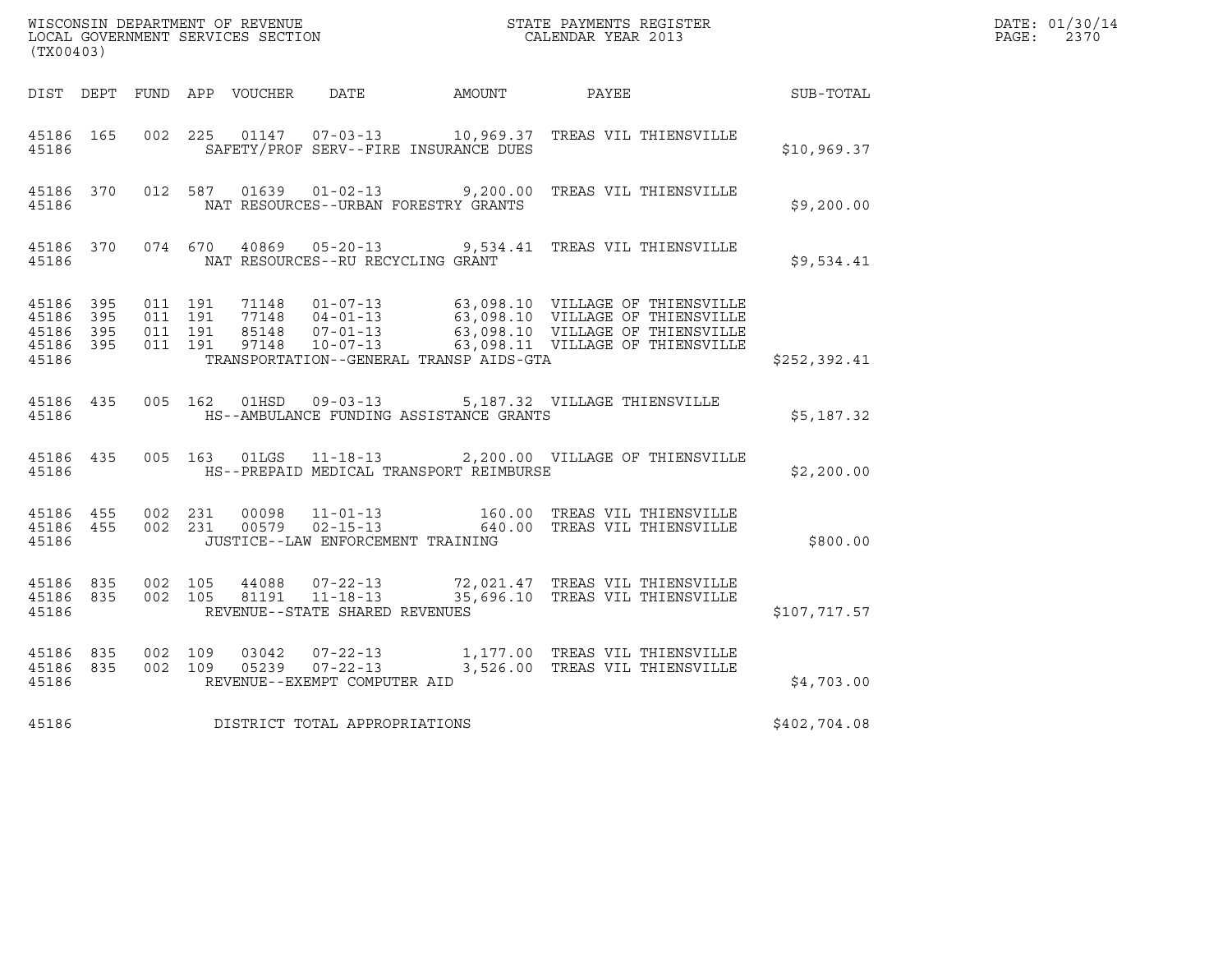WISCONSIN DEPARTMENT OF REVENUE
LOCAL GOVERNMENT SERVICES SECTION
(TX00403)

STATE PAYMENTS REGISTER
CALENDAR YEAR 2013

DATE: 01/30/14
PAGE: 2370

| DIST | DEPT | FUND | APP | VOUCHER | DATE | AMOUNT | PAYEE | SUB-TOTAL |
|---|---|---|---|---|---|---|---|---|
| 45186 | 165 | 002 | 225 | 01147 | 07-03-13 | 10,969.37 | TREAS VIL THIENSVILLE | |
| 45186 | | | | | SAFETY/PROF SERV--FIRE INSURANCE DUES | | | $10,969.37 |
| 45186 | 370 | 012 | 587 | 01639 | 01-02-13 | 9,200.00 | TREAS VIL THIENSVILLE | |
| 45186 | | | | | NAT RESOURCES--URBAN FORESTRY GRANTS | | | $9,200.00 |
| 45186 | 370 | 074 | 670 | 40869 | 05-20-13 | 9,534.41 | TREAS VIL THIENSVILLE | |
| 45186 | | | | | NAT RESOURCES--RU RECYCLING GRANT | | | $9,534.41 |
| 45186 | 395 | 011 | 191 | 71148 | 01-07-13 | 63,098.10 | VILLAGE OF THIENSVILLE | |
| 45186 | 395 | 011 | 191 | 77148 | 04-01-13 | 63,098.10 | VILLAGE OF THIENSVILLE | |
| 45186 | 395 | 011 | 191 | 85148 | 07-01-13 | 63,098.10 | VILLAGE OF THIENSVILLE | |
| 45186 | 395 | 011 | 191 | 97148 | 10-07-13 | 63,098.11 | VILLAGE OF THIENSVILLE | |
| 45186 | | | | | TRANSPORTATION--GENERAL TRANSP AIDS-GTA | | | $252,392.41 |
| 45186 | 435 | 005 | 162 | 01HSD | 09-03-13 | 5,187.32 | VILLAGE THIENSVILLE | |
| 45186 | | | | | HS--AMBULANCE FUNDING ASSISTANCE GRANTS | | | $5,187.32 |
| 45186 | 435 | 005 | 163 | 01LGS | 11-18-13 | 2,200.00 | VILLAGE OF THIENSVILLE | |
| 45186 | | | | | HS--PREPAID MEDICAL TRANSPORT REIMBURSE | | | $2,200.00 |
| 45186 | 455 | 002 | 231 | 00098 | 11-01-13 | 160.00 | TREAS VIL THIENSVILLE | |
| 45186 | 455 | 002 | 231 | 00579 | 02-15-13 | 640.00 | TREAS VIL THIENSVILLE | |
| 45186 | | | | | JUSTICE--LAW ENFORCEMENT TRAINING | | | $800.00 |
| 45186 | 835 | 002 | 105 | 44088 | 07-22-13 | 72,021.47 | TREAS VIL THIENSVILLE | |
| 45186 | 835 | 002 | 105 | 81191 | 11-18-13 | 35,696.10 | TREAS VIL THIENSVILLE | |
| 45186 | | | | | REVENUE--STATE SHARED REVENUES | | | $107,717.57 |
| 45186 | 835 | 002 | 109 | 03042 | 07-22-13 | 1,177.00 | TREAS VIL THIENSVILLE | |
| 45186 | 835 | 002 | 109 | 05239 | 07-22-13 | 3,526.00 | TREAS VIL THIENSVILLE | |
| 45186 | | | | | REVENUE--EXEMPT COMPUTER AID | | | $4,703.00 |
| 45186 | | | | | DISTRICT TOTAL APPROPRIATIONS | | | $402,704.08 |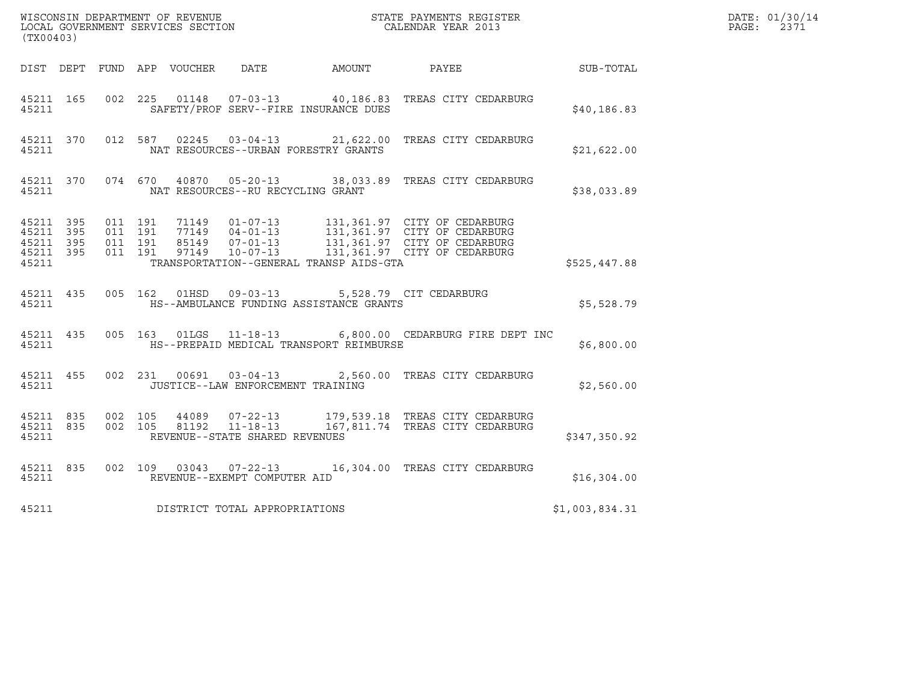WISCONSIN DEPARTMENT OF REVENUE
LOCAL GOVERNMENT SERVICES SECTION
(TX00403)

STATE PAYMENTS REGISTER
CALENDAR YEAR 2013

DATE: 01/30/14
PAGE: 2371

| DIST | DEPT | FUND | APP | VOUCHER | DATE | AMOUNT | PAYEE | SUB-TOTAL |
|---|---|---|---|---|---|---|---|---|
| 45211 | 165 | 002 | 225 | 01148 | 07-03-13 | 40,186.83 | TREAS CITY CEDARBURG | |
| 45211 | | | | SAFETY/PROF SERV--FIRE INSURANCE DUES | | | | $40,186.83 |
| 45211 | 370 | 012 | 587 | 02245 | 03-04-13 | 21,622.00 | TREAS CITY CEDARBURG | |
| 45211 | | | | NAT RESOURCES--URBAN FORESTRY GRANTS | | | | $21,622.00 |
| 45211 | 370 | 074 | 670 | 40870 | 05-20-13 | 38,033.89 | TREAS CITY CEDARBURG | |
| 45211 | | | | NAT RESOURCES--RU RECYCLING GRANT | | | | $38,033.89 |
| 45211 | 395 | 011 | 191 | 71149 | 01-07-13 | 131,361.97 | CITY OF CEDARBURG | |
| 45211 | 395 | 011 | 191 | 77149 | 04-01-13 | 131,361.97 | CITY OF CEDARBURG | |
| 45211 | 395 | 011 | 191 | 85149 | 07-01-13 | 131,361.97 | CITY OF CEDARBURG | |
| 45211 | 395 | 011 | 191 | 97149 | 10-07-13 | 131,361.97 | CITY OF CEDARBURG | |
| 45211 | | | | TRANSPORTATION--GENERAL TRANSP AIDS-GTA | | | | $525,447.88 |
| 45211 | 435 | 005 | 162 | 01HSD | 09-03-13 | 5,528.79 | CIT CEDARBURG | |
| 45211 | | | | HS--AMBULANCE FUNDING ASSISTANCE GRANTS | | | | $5,528.79 |
| 45211 | 435 | 005 | 163 | 01LGS | 11-18-13 | 6,800.00 | CEDARBURG FIRE DEPT INC | |
| 45211 | | | | HS--PREPAID MEDICAL TRANSPORT REIMBURSE | | | | $6,800.00 |
| 45211 | 455 | 002 | 231 | 00691 | 03-04-13 | 2,560.00 | TREAS CITY CEDARBURG | |
| 45211 | | | | JUSTICE--LAW ENFORCEMENT TRAINING | | | | $2,560.00 |
| 45211 | 835 | 002 | 105 | 44089 | 07-22-13 | 179,539.18 | TREAS CITY CEDARBURG | |
| 45211 | 835 | 002 | 105 | 81192 | 11-18-13 | 167,811.74 | TREAS CITY CEDARBURG | |
| 45211 | | | | REVENUE--STATE SHARED REVENUES | | | | $347,350.92 |
| 45211 | 835 | 002 | 109 | 03043 | 07-22-13 | 16,304.00 | TREAS CITY CEDARBURG | |
| 45211 | | | | REVENUE--EXEMPT COMPUTER AID | | | | $16,304.00 |
| 45211 | | | | DISTRICT TOTAL APPROPRIATIONS | | | | $1,003,834.31 |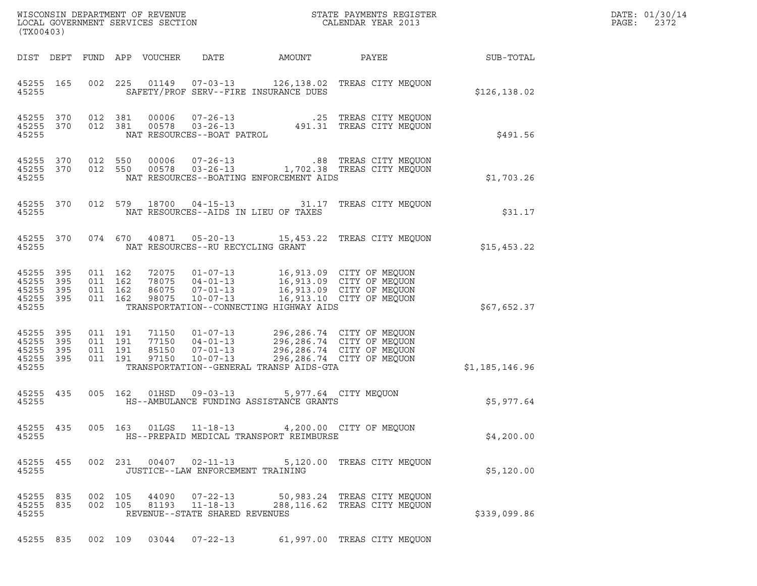WISCONSIN DEPARTMENT OF REVENUE
LOCAL GOVERNMENT SERVICES SECTION
(TX00403)

STATE PAYMENTS REGISTER
CALENDAR YEAR 2013

DATE: 01/30/14
PAGE: 2372

| DIST | DEPT | FUND | APP | VOUCHER | DATE | AMOUNT | PAYEE | SUB-TOTAL |
|---|---|---|---|---|---|---|---|---|
| 45255 | 165 | 002 | 225 | 01149 | 07-03-13 | 126,138.02 | TREAS CITY MEQUON | |
| 45255 | | | | SAFETY/PROF SERV--FIRE INSURANCE DUES | | | | $126,138.02 |
| 45255 | 370 | 012 | 381 | 00006 | 07-26-13 | .25 | TREAS CITY MEQUON | |
| 45255 | 370 | 012 | 381 | 00578 | 03-26-13 | 491.31 | TREAS CITY MEQUON | |
| 45255 | | | | NAT RESOURCES--BOAT PATROL | | | | $491.56 |
| 45255 | 370 | 012 | 550 | 00006 | 07-26-13 | .88 | TREAS CITY MEQUON | |
| 45255 | 370 | 012 | 550 | 00578 | 03-26-13 | 1,702.38 | TREAS CITY MEQUON | |
| 45255 | | | | NAT RESOURCES--BOATING ENFORCEMENT AIDS | | | | $1,703.26 |
| 45255 | 370 | 012 | 579 | 18700 | 04-15-13 | 31.17 | TREAS CITY MEQUON | |
| 45255 | | | | NAT RESOURCES--AIDS IN LIEU OF TAXES | | | | $31.17 |
| 45255 | 370 | 074 | 670 | 40871 | 05-20-13 | 15,453.22 | TREAS CITY MEQUON | |
| 45255 | | | | NAT RESOURCES--RU RECYCLING GRANT | | | | $15,453.22 |
| 45255 | 395 | 011 | 162 | 72075 | 01-07-13 | 16,913.09 | CITY OF MEQUON | |
| 45255 | 395 | 011 | 162 | 78075 | 04-01-13 | 16,913.09 | CITY OF MEQUON | |
| 45255 | 395 | 011 | 162 | 86075 | 07-01-13 | 16,913.09 | CITY OF MEQUON | |
| 45255 | 395 | 011 | 162 | 98075 | 10-07-13 | 16,913.10 | CITY OF MEQUON | |
| 45255 | | | | TRANSPORTATION--CONNECTING HIGHWAY AIDS | | | | $67,652.37 |
| 45255 | 395 | 011 | 191 | 71150 | 01-07-13 | 296,286.74 | CITY OF MEQUON | |
| 45255 | 395 | 011 | 191 | 77150 | 04-01-13 | 296,286.74 | CITY OF MEQUON | |
| 45255 | 395 | 011 | 191 | 85150 | 07-01-13 | 296,286.74 | CITY OF MEQUON | |
| 45255 | 395 | 011 | 191 | 97150 | 10-07-13 | 296,286.74 | CITY OF MEQUON | |
| 45255 | | | | TRANSPORTATION--GENERAL TRANSP AIDS-GTA | | | | $1,185,146.96 |
| 45255 | 435 | 005 | 162 | 01HSD | 09-03-13 | 5,977.64 | CITY MEQUON | |
| 45255 | | | | HS--AMBULANCE FUNDING ASSISTANCE GRANTS | | | | $5,977.64 |
| 45255 | 435 | 005 | 163 | 01LGS | 11-18-13 | 4,200.00 | CITY OF MEQUON | |
| 45255 | | | | HS--PREPAID MEDICAL TRANSPORT REIMBURSE | | | | $4,200.00 |
| 45255 | 455 | 002 | 231 | 00407 | 02-11-13 | 5,120.00 | TREAS CITY MEQUON | |
| 45255 | | | | JUSTICE--LAW ENFORCEMENT TRAINING | | | | $5,120.00 |
| 45255 | 835 | 002 | 105 | 44090 | 07-22-13 | 50,983.24 | TREAS CITY MEQUON | |
| 45255 | 835 | 002 | 105 | 81193 | 11-18-13 | 288,116.62 | TREAS CITY MEQUON | |
| 45255 | | | | REVENUE--STATE SHARED REVENUES | | | | $339,099.86 |
| 45255 | 835 | 002 | 109 | 03044 | 07-22-13 | 61,997.00 | TREAS CITY MEQUON | |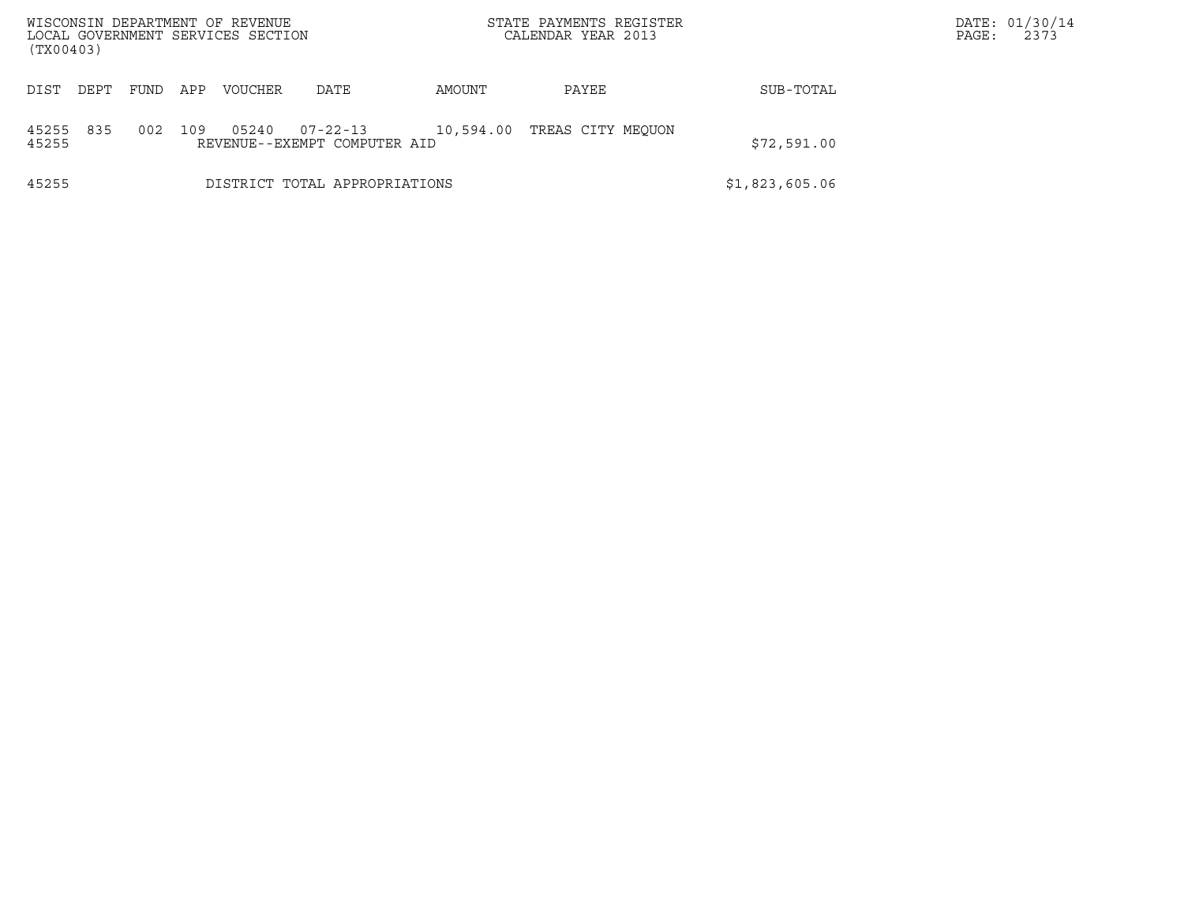| DIST | DEPT | FUND | APP | VOUCHER | DATE | AMOUNT | PAYEE | SUB-TOTAL |
|---|---|---|---|---|---|---|---|---|
| 45255 | 835 | 002 | 109 | 05240 | 07-22-13 | 10,594.00 | TREAS CITY MEQUON | |
| 45255 | | | | REVENUE--EXEMPT COMPUTER AID | | | | $72,591.00 |
| 45255 | | | | DISTRICT TOTAL APPROPRIATIONS | | | | $1,823,605.06 |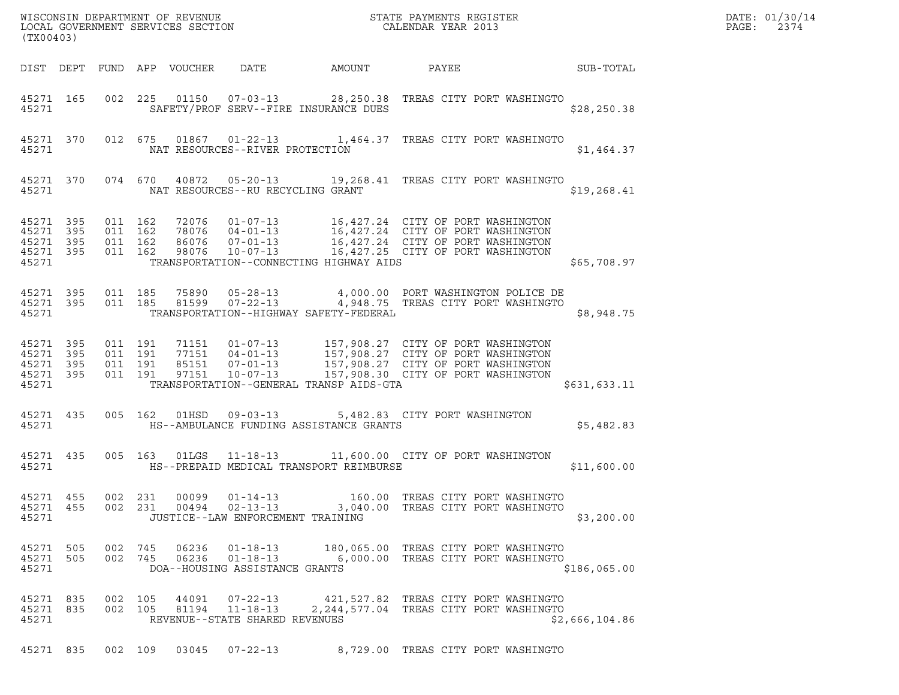WISCONSIN DEPARTMENT OF REVENUE
LOCAL GOVERNMENT SERVICES SECTION
(TX00403)

STATE PAYMENTS REGISTER
CALENDAR YEAR 2013

DATE: 01/30/14
PAGE: 2374

| DIST | DEPT | FUND | APP | VOUCHER | DATE | AMOUNT | PAYEE | SUB-TOTAL |
|---|---|---|---|---|---|---|---|---|
| 45271 | 165 | 002 | 225 | 01150 | 07-03-13 | 28,250.38 | TREAS CITY PORT WASHINGTO | |
| 45271 | | | | | SAFETY/PROF SERV--FIRE INSURANCE DUES | | | $28,250.38 |
| 45271 | 370 | 012 | 675 | 01867 | 01-22-13 | 1,464.37 | TREAS CITY PORT WASHINGTO | |
| 45271 | | | | | NAT RESOURCES--RIVER PROTECTION | | | $1,464.37 |
| 45271 | 370 | 074 | 670 | 40872 | 05-20-13 | 19,268.41 | TREAS CITY PORT WASHINGTO | |
| 45271 | | | | | NAT RESOURCES--RU RECYCLING GRANT | | | $19,268.41 |
| 45271 | 395 | 011 | 162 | 72076 | 01-07-13 | 16,427.24 | CITY OF PORT WASHINGTON | |
| 45271 | 395 | 011 | 162 | 78076 | 04-01-13 | 16,427.24 | CITY OF PORT WASHINGTON | |
| 45271 | 395 | 011 | 162 | 86076 | 07-01-13 | 16,427.24 | CITY OF PORT WASHINGTON | |
| 45271 | 395 | 011 | 162 | 98076 | 10-07-13 | 16,427.25 | CITY OF PORT WASHINGTON | |
| 45271 | | | | | TRANSPORTATION--CONNECTING HIGHWAY AIDS | | | $65,708.97 |
| 45271 | 395 | 011 | 185 | 75890 | 05-28-13 | 4,000.00 | PORT WASHINGTON POLICE DE | |
| 45271 | 395 | 011 | 185 | 81599 | 07-22-13 | 4,948.75 | TREAS CITY PORT WASHINGTO | |
| 45271 | | | | | TRANSPORTATION--HIGHWAY SAFETY-FEDERAL | | | $8,948.75 |
| 45271 | 395 | 011 | 191 | 71151 | 01-07-13 | 157,908.27 | CITY OF PORT WASHINGTON | |
| 45271 | 395 | 011 | 191 | 77151 | 04-01-13 | 157,908.27 | CITY OF PORT WASHINGTON | |
| 45271 | 395 | 011 | 191 | 85151 | 07-01-13 | 157,908.27 | CITY OF PORT WASHINGTON | |
| 45271 | 395 | 011 | 191 | 97151 | 10-07-13 | 157,908.30 | CITY OF PORT WASHINGTON | |
| 45271 | | | | | TRANSPORTATION--GENERAL TRANSP AIDS-GTA | | | $631,633.11 |
| 45271 | 435 | 005 | 162 | 01HSD | 09-03-13 | 5,482.83 | CITY PORT WASHINGTON | |
| 45271 | | | | | HS--AMBULANCE FUNDING ASSISTANCE GRANTS | | | $5,482.83 |
| 45271 | 435 | 005 | 163 | 01LGS | 11-18-13 | 11,600.00 | CITY OF PORT WASHINGTON | |
| 45271 | | | | | HS--PREPAID MEDICAL TRANSPORT REIMBURSE | | | $11,600.00 |
| 45271 | 455 | 002 | 231 | 00099 | 01-14-13 | 160.00 | TREAS CITY PORT WASHINGTO | |
| 45271 | 455 | 002 | 231 | 00494 | 02-13-13 | 3,040.00 | TREAS CITY PORT WASHINGTO | |
| 45271 | | | | | JUSTICE--LAW ENFORCEMENT TRAINING | | | $3,200.00 |
| 45271 | 505 | 002 | 745 | 06236 | 01-18-13 | 180,065.00 | TREAS CITY PORT WASHINGTO | |
| 45271 | 505 | 002 | 745 | 06236 | 01-18-13 | 6,000.00 | TREAS CITY PORT WASHINGTO | |
| 45271 | | | | | DOA--HOUSING ASSISTANCE GRANTS | | | $186,065.00 |
| 45271 | 835 | 002 | 105 | 44091 | 07-22-13 | 421,527.82 | TREAS CITY PORT WASHINGTO | |
| 45271 | 835 | 002 | 105 | 81194 | 11-18-13 | 2,244,577.04 | TREAS CITY PORT WASHINGTO | |
| 45271 | | | | | REVENUE--STATE SHARED REVENUES | | | $2,666,104.86 |
| 45271 | 835 | 002 | 109 | 03045 | 07-22-13 | 8,729.00 | TREAS CITY PORT WASHINGTO | |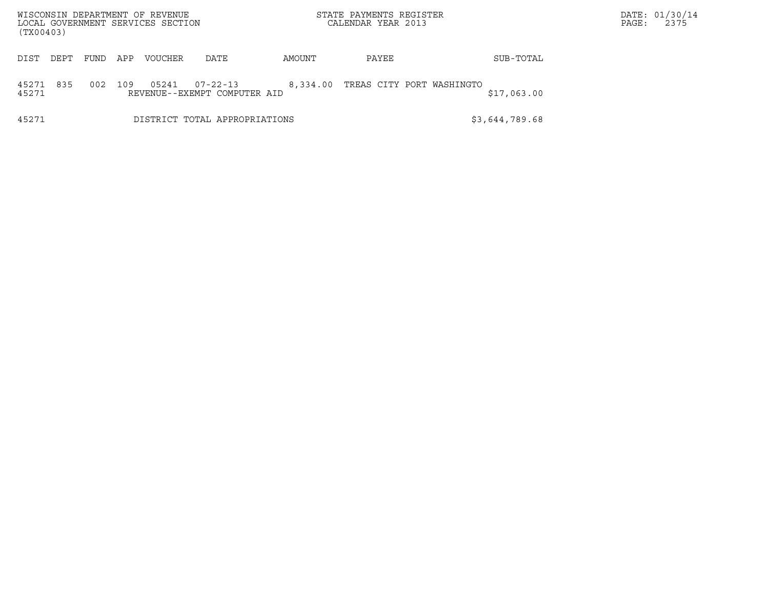| DIST | DEPT | FUND | APP | VOUCHER | DATE | AMOUNT | PAYEE | SUB-TOTAL |
|---|---|---|---|---|---|---|---|---|
| 45271 | 835 | 002 | 109 | 05241 | 07-22-13 | 8,334.00 | TREAS CITY PORT WASHINGTO | |
| 45271 | | | | REVENUE--EXEMPT COMPUTER AID | | | | $17,063.00 |
| 45271 | | | | DISTRICT TOTAL APPROPRIATIONS | | | | $3,644,789.68 |